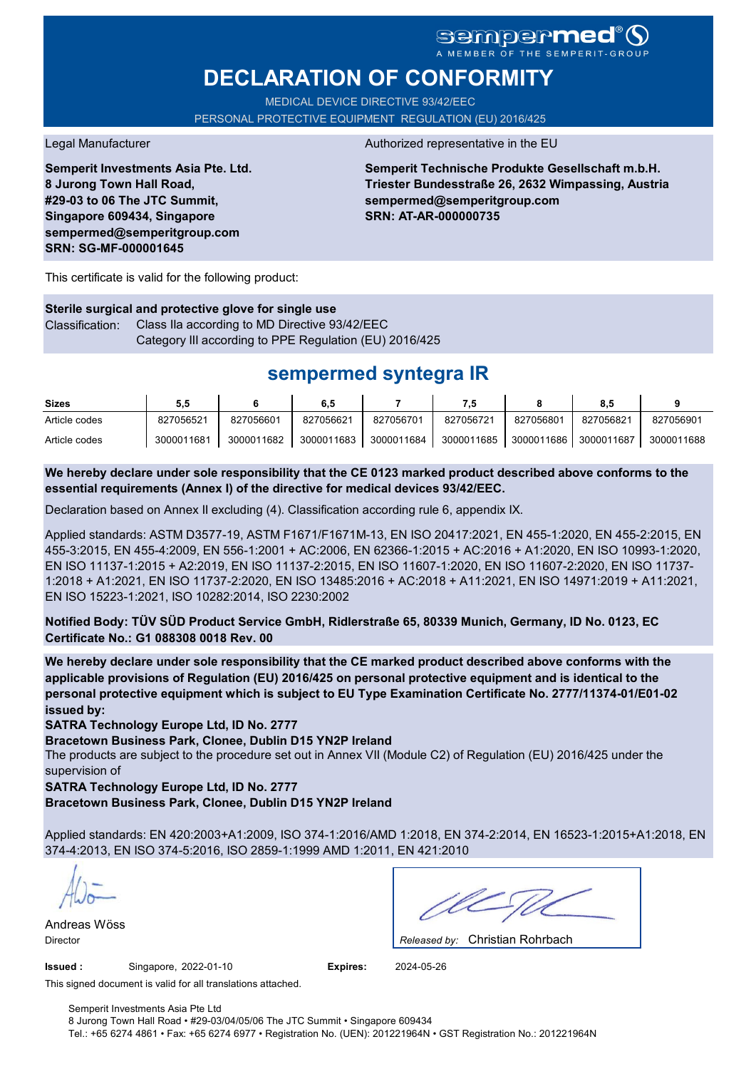sempermed®
A MEMBER OF THE SEMPERIT-GROUP

# DECLARATION OF CONFORMITY

MEDICAL DEVICE DIRECTIVE 93/42/EEC
PERSONAL PROTECTIVE EQUIPMENT REGULATION (EU) 2016/425

Legal Manufacturer

**Semperit Investments Asia Pte. Ltd.**
**8 Jurong Town Hall Road,**
**#29-03 to 06 The JTC Summit,**
**Singapore 609434, Singapore**
**sempermed@semperitgroup.com**
**SRN: SG-MF-000001645**

Authorized representative in the EU

**Semperit Technische Produkte Gesellschaft m.b.H.**
**Triester Bundesstraße 26, 2632 Wimpassing, Austria**
**sempermed@semperitgroup.com**
**SRN: AT-AR-000000735**

This certificate is valid for the following product:

**Sterile surgical and protective glove for single use**
Classification: Class IIa according to MD Directive 93/42/EEC
Category III according to PPE Regulation (EU) 2016/425

## sempermed syntegra IR

| Sizes | 5,5 | 6 | 6,5 | 7 | 7,5 | 8 | 8,5 | 9 |
|---|---|---|---|---|---|---|---|---|
| Article codes | 827056521 | 827056601 | 827056621 | 827056701 | 827056721 | 827056801 | 827056821 | 827056901 |
| Article codes | 3000011681 | 3000011682 | 3000011683 | 3000011684 | 3000011685 | 3000011686 | 3000011687 | 3000011688 |

**We hereby declare under sole responsibility that the CE 0123 marked product described above conforms to the essential requirements (Annex I) of the directive for medical devices 93/42/EEC.**

Declaration based on Annex II excluding (4). Classification according rule 6, appendix IX.

Applied standards: ASTM D3577-19, ASTM F1671/F1671M-13, EN ISO 20417:2021, EN 455-1:2020, EN 455-2:2015, EN 455-3:2015, EN 455-4:2009, EN 556-1:2001 + AC:2006, EN 62366-1:2015 + AC:2016 + A1:2020, EN ISO 10993-1:2020, EN ISO 11137-1:2015 + A2:2019, EN ISO 11137-2:2015, EN ISO 11607-1:2020, EN ISO 11607-2:2020, EN ISO 11737-1:2018 + A1:2021, EN ISO 11737-2:2020, EN ISO 13485:2016 + AC:2018 + A11:2021, EN ISO 14971:2019 + A11:2021, EN ISO 15223-1:2021, ISO 10282:2014, ISO 2230:2002

**Notified Body: TÜV SÜD Product Service GmbH, Ridlerstraße 65, 80339 Munich, Germany, ID No. 0123, EC Certificate No.: G1 088308 0018 Rev. 00**

**We hereby declare under sole responsibility that the CE marked product described above conforms with the applicable provisions of Regulation (EU) 2016/425 on personal protective equipment and is identical to the personal protective equipment which is subject to EU Type Examination Certificate No. 2777/11374-01/E01-02 issued by:**

**SATRA Technology Europe Ltd, ID No. 2777**
**Bracetown Business Park, Clonee, Dublin D15 YN2P Ireland**

The products are subject to the procedure set out in Annex VII (Module C2) of Regulation (EU) 2016/425 under the supervision of

**SATRA Technology Europe Ltd, ID No. 2777**
**Bracetown Business Park, Clonee, Dublin D15 YN2P Ireland**

Applied standards: EN 420:2003+A1:2009, ISO 374-1:2016/AMD 1:2018, EN 374-2:2014, EN 16523-1:2015+A1:2018, EN 374-4:2013, EN ISO 374-5:2016, ISO 2859-1:1999 AMD 1:2011, EN 421:2010

Andreas Wöss
Director

*Released by:* Christian Rohrbach

**Issued :** Singapore, 2022-01-10 **Expires:** 2024-05-26

This signed document is valid for all translations attached.

Semperit Investments Asia Pte Ltd
8 Jurong Town Hall Road • #29-03/04/05/06 The JTC Summit • Singapore 609434
Tel.: +65 6274 4861 • Fax: +65 6274 6977 • Registration No. (UEN): 201221964N • GST Registration No.: 201221964N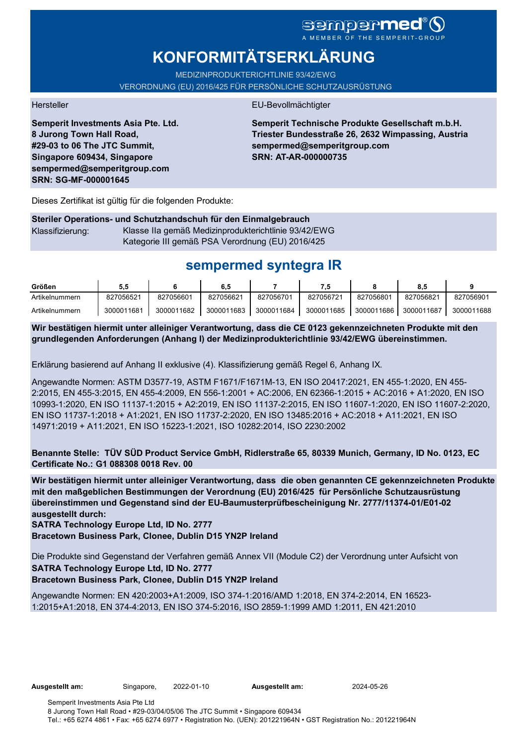sempermed®
A MEMBER OF THE SEMPERIT-GROUP

# KONFORMITÄTSERKLÄRUNG

MEDIZINPRODUKTERICHTLINIE 93/42/EWG

VERORDNUNG (EU) 2016/425 FÜR PERSÖNLICHE SCHUTZAUSRÜSTUNG

Hersteller

**Semperit Investments Asia Pte. Ltd.**
**8 Jurong Town Hall Road,**
**#29-03 to 06 The JTC Summit,**
**Singapore 609434, Singapore**
**sempermed@semperitgroup.com**
**SRN: SG-MF-000001645**

EU-Bevollmächtigter

**Semperit Technische Produkte Gesellschaft m.b.H.**
**Triester Bundesstraße 26, 2632 Wimpassing, Austria**
**sempermed@semperitgroup.com**
**SRN: AT-AR-000000735**

Dieses Zertifikat ist gültig für die folgenden Produkte:

**Steriler Operations- und Schutzhandschuh für den Einmalgebrauch**

Klassifizierung: Klasse IIa gemäß Medizinprodukterichtlinie 93/42/EWG
Kategorie III gemäß PSA Verordnung (EU) 2016/425

## sempermed syntegra IR

| Größen | 5,5 | 6 | 6,5 | 7 | 7,5 | 8 | 8,5 | 9 |
|---|---|---|---|---|---|---|---|---|
| Artikelnummern | 827056521 | 827056601 | 827056621 | 827056701 | 827056721 | 827056801 | 827056821 | 827056901 |
| Artikelnummern | 3000011681 | 3000011682 | 3000011683 | 3000011684 | 3000011685 | 3000011686 | 3000011687 | 3000011688 |

**Wir bestätigen hiermit unter alleiniger Verantwortung, dass die CE 0123 gekennzeichneten Produkte mit den grundlegenden Anforderungen (Anhang I) der Medizinprodukterichtlinie 93/42/EWG übereinstimmen.**

Erklärung basierend auf Anhang II exklusive (4). Klassifizierung gemäß Regel 6, Anhang IX.

Angewandte Normen: ASTM D3577-19, ASTM F1671/F1671M-13, EN ISO 20417:2021, EN 455-1:2020, EN 455-2:2015, EN 455-3:2015, EN 455-4:2009, EN 556-1:2001 + AC:2006, EN 62366-1:2015 + AC:2016 + A1:2020, EN ISO 10993-1:2020, EN ISO 11137-1:2015 + A2:2019, EN ISO 11137-2:2015, EN ISO 11607-1:2020, EN ISO 11607-2:2020, EN ISO 11737-1:2018 + A1:2021, EN ISO 11737-2:2020, EN ISO 13485:2016 + AC:2018 + A11:2021, EN ISO 14971:2019 + A11:2021, EN ISO 15223-1:2021, ISO 10282:2014, ISO 2230:2002

**Benannte Stelle: TÜV SÜD Product Service GmbH, Ridlerstraße 65, 80339 Munich, Germany, ID No. 0123, EC Certificate No.: G1 088308 0018 Rev. 00**

**Wir bestätigen hiermit unter alleiniger Verantwortung, dass die oben genannten CE gekennzeichneten Produkte mit den maßgeblichen Bestimmungen der Verordnung (EU) 2016/425 für Persönliche Schutzausrüstung übereinstimmen und Gegenstand sind der EU-Baumusterprüfbescheinigung Nr. 2777/11374-01/E01-02 ausgestellt durch:**
**SATRA Technology Europe Ltd, ID No. 2777**
**Bracetown Business Park, Clonee, Dublin D15 YN2P Ireland**

Die Produkte sind Gegenstand der Verfahren gemäß Annex VII (Module C2) der Verordnung unter Aufsicht von
**SATRA Technology Europe Ltd, ID No. 2777**
**Bracetown Business Park, Clonee, Dublin D15 YN2P Ireland**

Angewandte Normen: EN 420:2003+A1:2009, ISO 374-1:2016/AMD 1:2018, EN 374-2:2014, EN 16523-1:2015+A1:2018, EN 374-4:2013, EN ISO 374-5:2016, ISO 2859-1:1999 AMD 1:2011, EN 421:2010

**Ausgestellt am:** Singapore, 2022-01-10 **Ausgestellt am:** 2024-05-26

Semperit Investments Asia Pte Ltd
8 Jurong Town Hall Road • #29-03/04/05/06 The JTC Summit • Singapore 609434
Tel.: +65 6274 4861 • Fax: +65 6274 6977 • Registration No. (UEN): 201221964N • GST Registration No.: 201221964N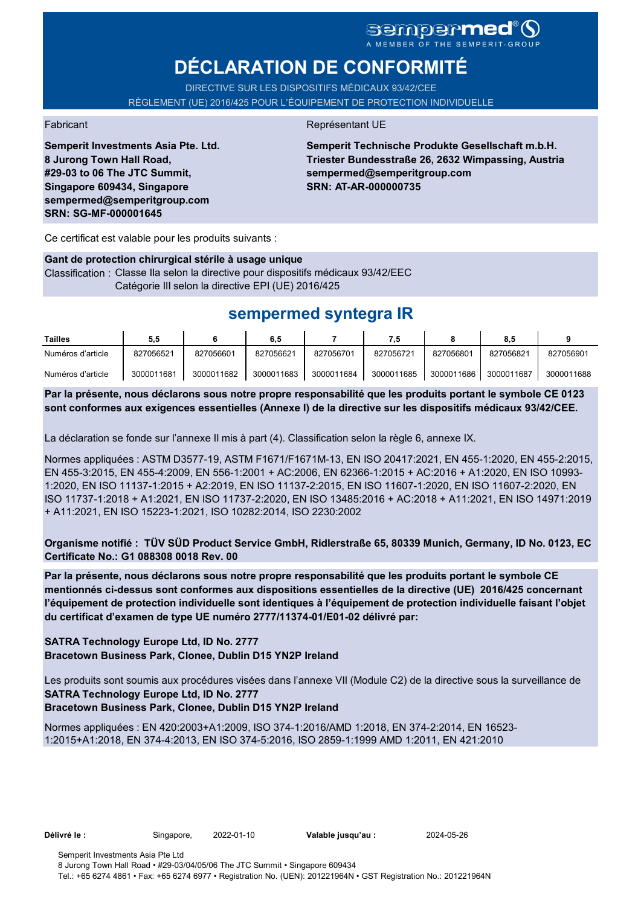sempermed®
A MEMBER OF THE SEMPERIT-GROUP

# DÉCLARATION DE CONFORMITÉ

DIRECTIVE SUR LES DISPOSITIFS MÉDICAUX 93/42/CEE
RÈGLEMENT (UE) 2016/425 POUR L'ÉQUIPEMENT DE PROTECTION INDIVIDUELLE

Fabricant

**Semperit Investments Asia Pte. Ltd.**
**8 Jurong Town Hall Road,**
**#29-03 to 06 The JTC Summit,**
**Singapore 609434, Singapore**
**sempermed@semperitgroup.com**
**SRN: SG-MF-000001645**

Représentant UE

**Semperit Technische Produkte Gesellschaft m.b.H.**
**Triester Bundesstraße 26, 2632 Wimpassing, Austria**
**sempermed@semperitgroup.com**
**SRN: AT-AR-000000735**

Ce certificat est valable pour les produits suivants :

**Gant de protection chirurgical stérile à usage unique**
Classification : Classe IIa selon la directive pour dispositifs médicaux 93/42/EEC
Catégorie III selon la directive EPI (UE) 2016/425

## sempermed syntegra IR

| Tailles | 5,5 | 6 | 6,5 | 7 | 7,5 | 8 | 8,5 | 9 |
|---|---|---|---|---|---|---|---|---|
| Numéros d'article | 827056521 | 827056601 | 827056621 | 827056701 | 827056721 | 827056801 | 827056821 | 827056901 |
| Numéros d'article | 3000011681 | 3000011682 | 3000011683 | 3000011684 | 3000011685 | 3000011686 | 3000011687 | 3000011688 |

**Par la présente, nous déclarons sous notre propre responsabilité que les produits portant le symbole CE 0123 sont conformes aux exigences essentielles (Annexe I) de la directive sur les dispositifs médicaux 93/42/CEE.**

La déclaration se fonde sur l'annexe II mis à part (4). Classification selon la règle 6, annexe IX.

Normes appliquées : ASTM D3577-19, ASTM F1671/F1671M-13, EN ISO 20417:2021, EN 455-1:2020, EN 455-2:2015, EN 455-3:2015, EN 455-4:2009, EN 556-1:2001 + AC:2006, EN 62366-1:2015 + AC:2016 + A1:2020, EN ISO 10993-1:2020, EN ISO 11137-1:2015 + A2:2019, EN ISO 11137-2:2015, EN ISO 11607-1:2020, EN ISO 11607-2:2020, EN ISO 11737-1:2018 + A1:2021, EN ISO 11737-2:2020, EN ISO 13485:2016 + AC:2018 + A11:2021, EN ISO 14971:2019 + A11:2021, EN ISO 15223-1:2021, ISO 10282:2014, ISO 2230:2002

**Organisme notifié : TÜV SÜD Product Service GmbH, Ridlerstraße 65, 80339 Munich, Germany, ID No. 0123, EC Certificate No.: G1 088308 0018 Rev. 00**

**Par la présente, nous déclarons sous notre propre responsabilité que les produits portant le symbole CE mentionnés ci-dessus sont conformes aux dispositions essentielles de la directive (UE) 2016/425 concernant l'équipement de protection individuelle sont identiques à l'équipement de protection individuelle faisant l'objet du certificat d'examen de type UE numéro 2777/11374-01/E01-02 délivré par:**

**SATRA Technology Europe Ltd, ID No. 2777**
**Bracetown Business Park, Clonee, Dublin D15 YN2P Ireland**

Les produits sont soumis aux procédures visées dans l'annexe VII (Module C2) de la directive sous la surveillance de
**SATRA Technology Europe Ltd, ID No. 2777**
**Bracetown Business Park, Clonee, Dublin D15 YN2P Ireland**

Normes appliquées : EN 420:2003+A1:2009, ISO 374-1:2016/AMD 1:2018, EN 374-2:2014, EN 16523-1:2015+A1:2018, EN 374-4:2013, EN ISO 374-5:2016, ISO 2859-1:1999 AMD 1:2011, EN 421:2010

**Délivré le :** Singapore, 2022-01-10 **Valable jusqu'au :** 2024-05-26

Semperit Investments Asia Pte Ltd
8 Jurong Town Hall Road • #29-03/04/05/06 The JTC Summit • Singapore 609434
Tel.: +65 6274 4861 • Fax: +65 6274 6977 • Registration No. (UEN): 201221964N • GST Registration No.: 201221964N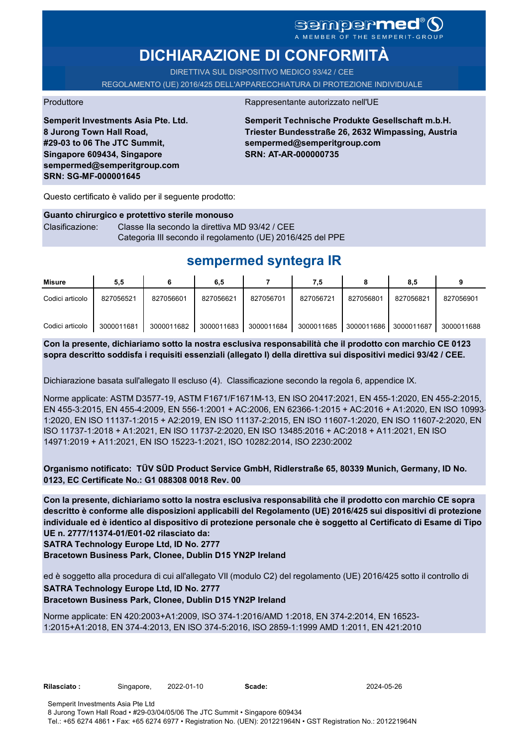sempermed® A MEMBER OF THE SEMPERIT-GROUP

# DICHIARAZIONE DI CONFORMITÀ

DIRETTIVA SUL DISPOSITIVO MEDICO 93/42 / CEE

REGOLAMENTO (UE) 2016/425 DELL'APPARECCHIATURA DI PROTEZIONE INDIVIDUALE

Produttore

**Semperit Investments Asia Pte. Ltd.**
**8 Jurong Town Hall Road,**
**#29-03 to 06 The JTC Summit,**
**Singapore 609434, Singapore**
**sempermed@semperitgroup.com**
**SRN: SG-MF-000001645**

Rappresentante autorizzato nell'UE

**Semperit Technische Produkte Gesellschaft m.b.H.**
**Triester Bundesstraße 26, 2632 Wimpassing, Austria**
**sempermed@semperitgroup.com**
**SRN: AT-AR-000000735**

Questo certificato è valido per il seguente prodotto:

**Guanto chirurgico e protettivo sterile monouso**

Clasificazione: Classe IIa secondo la direttiva MD 93/42 / CEE
Categoria III secondo il regolamento (UE) 2016/425 del PPE

## sempermed syntegra IR

| Misure | 5,5 | 6 | 6,5 | 7 | 7,5 | 8 | 8,5 | 9 |
|---|---|---|---|---|---|---|---|---|
| Codici articolo | 827056521 | 827056601 | 827056621 | 827056701 | 827056721 | 827056801 | 827056821 | 827056901 |
| Codici articolo | 3000011681 | 3000011682 | 3000011683 | 3000011684 | 3000011685 | 3000011686 | 3000011687 | 3000011688 |

**Con la presente, dichiariamo sotto la nostra esclusiva responsabilità che il prodotto con marchio CE 0123 sopra descritto soddisfa i requisiti essenziali (allegato I) della direttiva sui dispositivi medici 93/42 / CEE.**

Dichiarazione basata sull'allegato II escluso (4). Classificazione secondo la regola 6, appendice IX.

Norme applicate: ASTM D3577-19, ASTM F1671/F1671M-13, EN ISO 20417:2021, EN 455-1:2020, EN 455-2:2015, EN 455-3:2015, EN 455-4:2009, EN 556-1:2001 + AC:2006, EN 62366-1:2015 + AC:2016 + A1:2020, EN ISO 10993-1:2020, EN ISO 11137-1:2015 + A2:2019, EN ISO 11137-2:2015, EN ISO 11607-1:2020, EN ISO 11607-2:2020, EN ISO 11737-1:2018 + A1:2021, EN ISO 11737-2:2020, EN ISO 13485:2016 + AC:2018 + A11:2021, EN ISO 14971:2019 + A11:2021, EN ISO 15223-1:2021, ISO 10282:2014, ISO 2230:2002

**Organismo notificato: TÜV SÜD Product Service GmbH, Ridlerstraße 65, 80339 Munich, Germany, ID No. 0123, EC Certificate No.: G1 088308 0018 Rev. 00**

**Con la presente, dichiariamo sotto la nostra esclusiva responsabilità che il prodotto con marchio CE sopra descritto è conforme alle disposizioni applicabili del Regolamento (UE) 2016/425 sui dispositivi di protezione individuale ed è identico al dispositivo di protezione personale che è soggetto al Certificato di Esame di Tipo UE n. 2777/11374-01/E01-02 rilasciato da:**
**SATRA Technology Europe Ltd, ID No. 2777**
**Bracetown Business Park, Clonee, Dublin D15 YN2P Ireland**

ed è soggetto alla procedura di cui all'allegato VII (modulo C2) del regolamento (UE) 2016/425 sotto il controllo di
**SATRA Technology Europe Ltd, ID No. 2777**
**Bracetown Business Park, Clonee, Dublin D15 YN2P Ireland**

Norme applicate: EN 420:2003+A1:2009, ISO 374-1:2016/AMD 1:2018, EN 374-2:2014, EN 16523-1:2015+A1:2018, EN 374-4:2013, EN ISO 374-5:2016, ISO 2859-1:1999 AMD 1:2011, EN 421:2010

**Rilasciato :** Singapore, 2022-01-10 **Scade:** 2024-05-26

Semperit Investments Asia Pte Ltd
8 Jurong Town Hall Road • #29-03/04/05/06 The JTC Summit • Singapore 609434
Tel.: +65 6274 4861 • Fax: +65 6274 6977 • Registration No. (UEN): 201221964N • GST Registration No.: 201221964N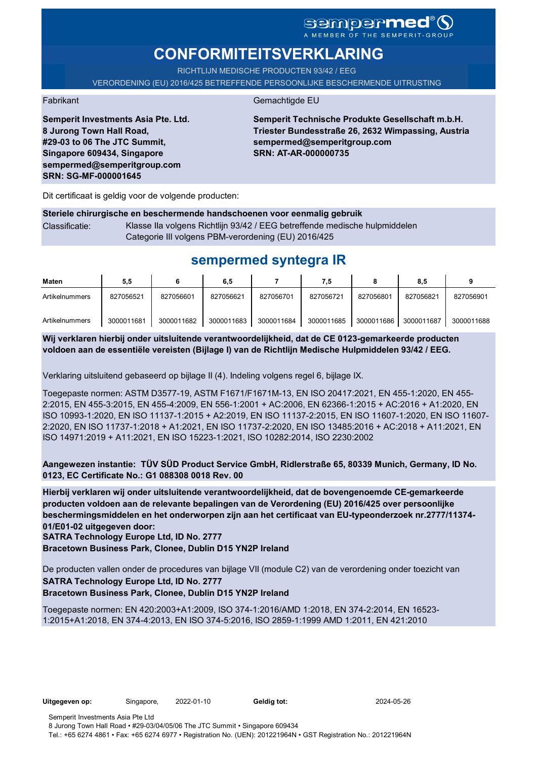sempermed®
A MEMBER OF THE SEMPERIT-GROUP

# CONFORMITEITSVERKLARING

RICHTLIJN MEDISCHE PRODUCTEN 93/42 / EEG

VERORDENING (EU) 2016/425 BETREFFENDE PERSOONLIJKE BESCHERMENDE UITRUSTING

Fabrikant

**Semperit Investments Asia Pte. Ltd.**
**8 Jurong Town Hall Road,**
**#29-03 to 06 The JTC Summit,**
**Singapore 609434, Singapore**
**sempermed@semperitgroup.com**
**SRN: SG-MF-000001645**

Gemachtigde EU

**Semperit Technische Produkte Gesellschaft m.b.H.**
**Triester Bundesstraße 26, 2632 Wimpassing, Austria**
**sempermed@semperitgroup.com**
**SRN: AT-AR-000000735**

Dit certificaat is geldig voor de volgende producten:

**Steriele chirurgische en beschermende handschoenen voor eenmalig gebruik**

Classificatie: Klasse IIa volgens Richtlijn 93/42 / EEG betreffende medische hulpmiddelen
Categorie III volgens PBM-verordening (EU) 2016/425

## sempermed syntegra IR

| Maten | 5,5 | 6 | 6,5 | 7 | 7,5 | 8 | 8,5 | 9 |
|---|---|---|---|---|---|---|---|---|
| Artikelnummers | 827056521 | 827056601 | 827056621 | 827056701 | 827056721 | 827056801 | 827056821 | 827056901 |
| Artikelnummers | 3000011681 | 3000011682 | 3000011683 | 3000011684 | 3000011685 | 3000011686 | 3000011687 | 3000011688 |

**Wij verklaren hierbij onder uitsluitende verantwoordelijkheid, dat de CE 0123-gemarkeerde producten voldoen aan de essentiële vereisten (Bijlage I) van de Richtlijn Medische Hulpmiddelen 93/42 / EEG.**

Verklaring uitsluitend gebaseerd op bijlage II (4). Indeling volgens regel 6, bijlage IX.

Toegepaste normen: ASTM D3577-19, ASTM F1671/F1671M-13, EN ISO 20417:2021, EN 455-1:2020, EN 455-2:2015, EN 455-3:2015, EN 455-4:2009, EN 556-1:2001 + AC:2006, EN 62366-1:2015 + AC:2016 + A1:2020, EN ISO 10993-1:2020, EN ISO 11137-1:2015 + A2:2019, EN ISO 11137-2:2015, EN ISO 11607-1:2020, EN ISO 11607-2:2020, EN ISO 11737-1:2018 + A1:2021, EN ISO 11737-2:2020, EN ISO 13485:2016 + AC:2018 + A11:2021, EN ISO 14971:2019 + A11:2021, EN ISO 15223-1:2021, ISO 10282:2014, ISO 2230:2002

**Aangewezen instantie: TÜV SÜD Product Service GmbH, Ridlerstraße 65, 80339 Munich, Germany, ID No. 0123, EC Certificate No.: G1 088308 0018 Rev. 00**

**Hierbij verklaren wij onder uitsluitende verantwoordelijkheid, dat de bovengenoemde CE-gemarkeerde producten voldoen aan de relevante bepalingen van de Verordening (EU) 2016/425 over persoonlijke beschermingsmiddelen en het onderworpen zijn aan het certificaat van EU-typeonderzoek nr.2777/11374-01/E01-02 uitgegeven door:**
**SATRA Technology Europe Ltd, ID No. 2777**
**Bracetown Business Park, Clonee, Dublin D15 YN2P Ireland**

De producten vallen onder de procedures van bijlage VII (module C2) van de verordening onder toezicht van
**SATRA Technology Europe Ltd, ID No. 2777**
**Bracetown Business Park, Clonee, Dublin D15 YN2P Ireland**

Toegepaste normen: EN 420:2003+A1:2009, ISO 374-1:2016/AMD 1:2018, EN 374-2:2014, EN 16523-1:2015+A1:2018, EN 374-4:2013, EN ISO 374-5:2016, ISO 2859-1:1999 AMD 1:2011, EN 421:2010

**Uitgegeven op:** Singapore, 2022-01-10 **Geldig tot:** 2024-05-26

Semperit Investments Asia Pte Ltd
8 Jurong Town Hall Road • #29-03/04/05/06 The JTC Summit • Singapore 609434
Tel.: +65 6274 4861 • Fax: +65 6274 6977 • Registration No. (UEN): 201221964N • GST Registration No.: 201221964N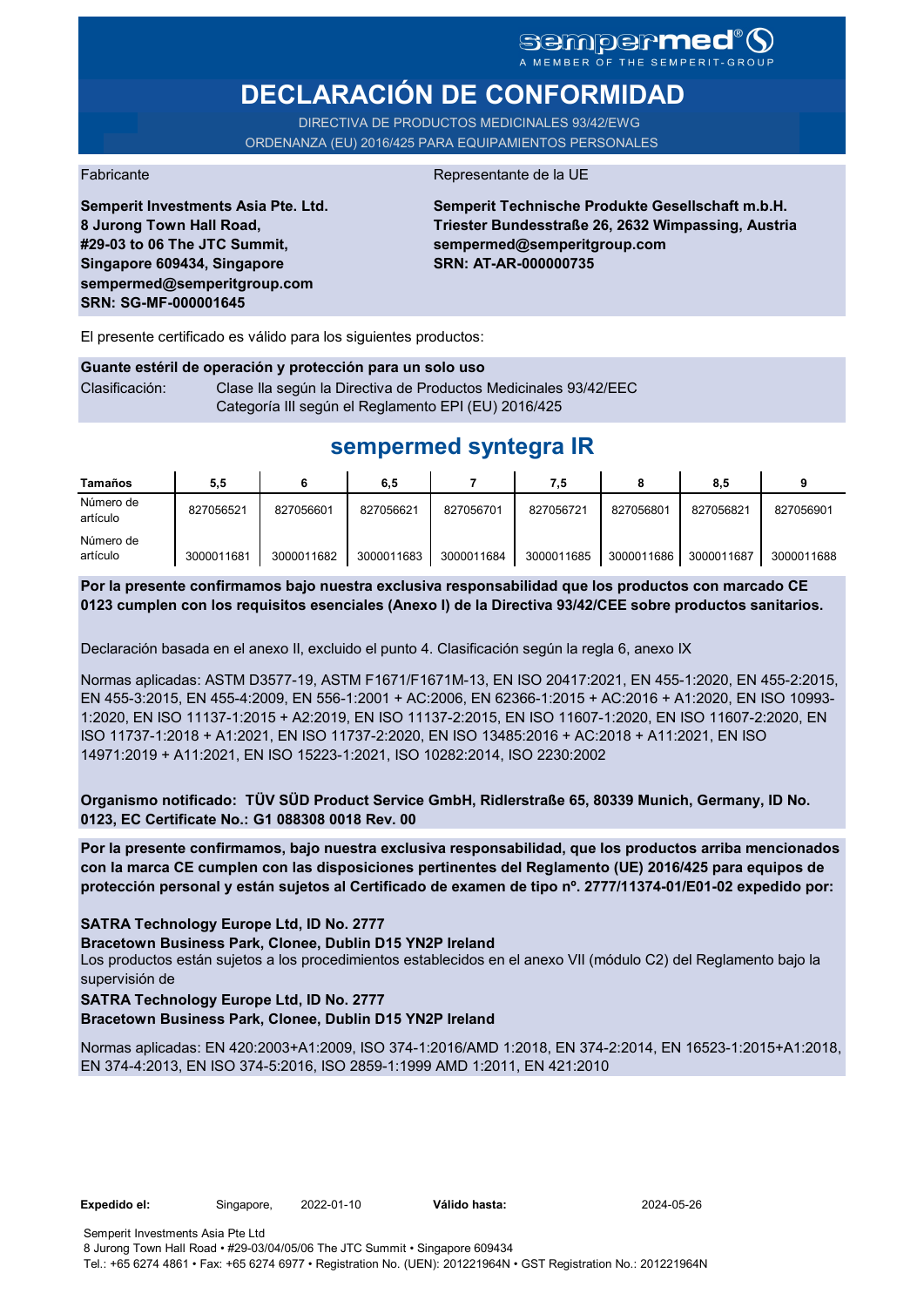sempermed® A MEMBER OF THE SEMPERIT-GROUP

# DECLARACIÓN DE CONFORMIDAD

DIRECTIVA DE PRODUCTOS MEDICINALES 93/42/EWG

ORDENANZA (EU) 2016/425 PARA EQUIPAMIENTOS PERSONALES

| Fabricante | Representante de la UE |
|---|---|
| **Semperit Investments Asia Pte. Ltd.**<br>**8 Jurong Town Hall Road,**<br>**#29-03 to 06 The JTC Summit,**<br>**Singapore 609434, Singapore**<br>**sempermed@semperitgroup.com**<br>**SRN: SG-MF-000001645** | **Semperit Technische Produkte Gesellschaft m.b.H.**<br>**Triester Bundesstraße 26, 2632 Wimpassing, Austria**<br>**sempermed@semperitgroup.com**<br>**SRN: AT-AR-000000735** |

El presente certificado es válido para los siguientes productos:

**Guante estéril de operación y protección para un solo uso**

Clasificación: Clase IIa según la Directiva de Productos Medicinales 93/42/EEC
Categoría III según el Reglamento EPI (EU) 2016/425

## sempermed syntegra IR

| Tamaños | 5,5 | 6 | 6,5 | 7 | 7,5 | 8 | 8,5 | 9 |
|---|---|---|---|---|---|---|---|---|
| Número de artículo | 827056521 | 827056601 | 827056621 | 827056701 | 827056721 | 827056801 | 827056821 | 827056901 |
| Número de artículo | 3000011681 | 3000011682 | 3000011683 | 3000011684 | 3000011685 | 3000011686 | 3000011687 | 3000011688 |

**Por la presente confirmamos bajo nuestra exclusiva responsabilidad que los productos con marcado CE 0123 cumplen con los requisitos esenciales (Anexo I) de la Directiva 93/42/CEE sobre productos sanitarios.**

Declaración basada en el anexo II, excluido el punto 4. Clasificación según la regla 6, anexo IX

Normas aplicadas: ASTM D3577-19, ASTM F1671/F1671M-13, EN ISO 20417:2021, EN 455-1:2020, EN 455-2:2015, EN 455-3:2015, EN 455-4:2009, EN 556-1:2001 + AC:2006, EN 62366-1:2015 + AC:2016 + A1:2020, EN ISO 10993-1:2020, EN ISO 11137-1:2015 + A2:2019, EN ISO 11137-2:2015, EN ISO 11607-1:2020, EN ISO 11607-2:2020, EN ISO 11737-1:2018 + A1:2021, EN ISO 11737-2:2020, EN ISO 13485:2016 + AC:2018 + A11:2021, EN ISO 14971:2019 + A11:2021, EN ISO 15223-1:2021, ISO 10282:2014, ISO 2230:2002

**Organismo notificado: TÜV SÜD Product Service GmbH, Ridlerstraße 65, 80339 Munich, Germany, ID No. 0123, EC Certificate No.: G1 088308 0018 Rev. 00**

**Por la presente confirmamos, bajo nuestra exclusiva responsabilidad, que los productos arriba mencionados con la marca CE cumplen con las disposiciones pertinentes del Reglamento (UE) 2016/425 para equipos de protección personal y están sujetos al Certificado de examen de tipo nº. 2777/11374-01/E01-02 expedido por:**

**SATRA Technology Europe Ltd, ID No. 2777**
**Bracetown Business Park, Clonee, Dublin D15 YN2P Ireland**

Los productos están sujetos a los procedimientos establecidos en el anexo VII (módulo C2) del Reglamento bajo la supervisión de

**SATRA Technology Europe Ltd, ID No. 2777**
**Bracetown Business Park, Clonee, Dublin D15 YN2P Ireland**

Normas aplicadas: EN 420:2003+A1:2009, ISO 374-1:2016/AMD 1:2018, EN 374-2:2014, EN 16523-1:2015+A1:2018, EN 374-4:2013, EN ISO 374-5:2016, ISO 2859-1:1999 AMD 1:2011, EN 421:2010

**Expedido el:** Singapore, 2022-01-10 **Válido hasta:** 2024-05-26

Semperit Investments Asia Pte Ltd
8 Jurong Town Hall Road • #29-03/04/05/06 The JTC Summit • Singapore 609434
Tel.: +65 6274 4861 • Fax: +65 6274 6977 • Registration No. (UEN): 201221964N • GST Registration No.: 201221964N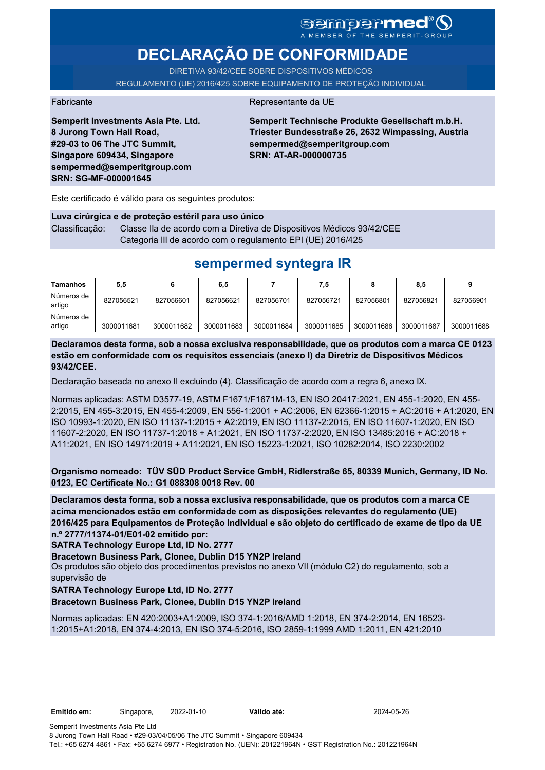sempermed®
A MEMBER OF THE SEMPERIT-GROUP

# DECLARAÇÃO DE CONFORMIDADE

DIRETIVA 93/42/CEE SOBRE DISPOSITIVOS MÉDICOS
REGULAMENTO (UE) 2016/425 SOBRE EQUIPAMENTO DE PROTEÇÃO INDIVIDUAL

Fabricante

**Semperit Investments Asia Pte. Ltd.**
**8 Jurong Town Hall Road,**
**#29-03 to 06 The JTC Summit,**
**Singapore 609434, Singapore**
**sempermed@semperitgroup.com**
**SRN: SG-MF-000001645**

Representante da UE

**Semperit Technische Produkte Gesellschaft m.b.H.**
**Triester Bundesstraße 26, 2632 Wimpassing, Austria**
**sempermed@semperitgroup.com**
**SRN: AT-AR-000000735**

Este certificado é válido para os seguintes produtos:

**Luva cirúrgica e de proteção estéril para uso único**

Classificação: Classe IIa de acordo com a Diretiva de Dispositivos Médicos 93/42/CEE
Categoria III de acordo com o regulamento EPI (UE) 2016/425

## sempermed syntegra IR

| Tamanhos | 5,5 | 6 | 6,5 | 7 | 7,5 | 8 | 8,5 | 9 |
|---|---|---|---|---|---|---|---|---|
| Números de artigo | 827056521 | 827056601 | 827056621 | 827056701 | 827056721 | 827056801 | 827056821 | 827056901 |
| Números de artigo | 3000011681 | 3000011682 | 3000011683 | 3000011684 | 3000011685 | 3000011686 | 3000011687 | 3000011688 |

**Declaramos desta forma, sob a nossa exclusiva responsabilidade, que os produtos com a marca CE 0123 estão em conformidade com os requisitos essenciais (anexo I) da Diretriz de Dispositivos Médicos 93/42/CEE.**

Declaração baseada no anexo II excluindo (4). Classificação de acordo com a regra 6, anexo IX.

Normas aplicadas: ASTM D3577-19, ASTM F1671/F1671M-13, EN ISO 20417:2021, EN 455-1:2020, EN 455-2:2015, EN 455-3:2015, EN 455-4:2009, EN 556-1:2001 + AC:2006, EN 62366-1:2015 + AC:2016 + A1:2020, EN ISO 10993-1:2020, EN ISO 11137-1:2015 + A2:2019, EN ISO 11137-2:2015, EN ISO 11607-1:2020, EN ISO 11607-2:2020, EN ISO 11737-1:2018 + A1:2021, EN ISO 11737-2:2020, EN ISO 13485:2016 + AC:2018 + A11:2021, EN ISO 14971:2019 + A11:2021, EN ISO 15223-1:2021, ISO 10282:2014, ISO 2230:2002

**Organismo nomeado: TÜV SÜD Product Service GmbH, Ridlerstraße 65, 80339 Munich, Germany, ID No. 0123, EC Certificate No.: G1 088308 0018 Rev. 00**

**Declaramos desta forma, sob a nossa exclusiva responsabilidade, que os produtos com a marca CE acima mencionados estão em conformidade com as disposições relevantes do regulamento (UE) 2016/425 para Equipamentos de Proteção Individual e são objeto do certificado de exame de tipo da UE n.º 2777/11374-01/E01-02 emitido por:**
**SATRA Technology Europe Ltd, ID No. 2777**
**Bracetown Business Park, Clonee, Dublin D15 YN2P Ireland**
Os produtos são objeto dos procedimentos previstos no anexo VII (módulo C2) do regulamento, sob a supervisão de
**SATRA Technology Europe Ltd, ID No. 2777**
**Bracetown Business Park, Clonee, Dublin D15 YN2P Ireland**

Normas aplicadas: EN 420:2003+A1:2009, ISO 374-1:2016/AMD 1:2018, EN 374-2:2014, EN 16523-1:2015+A1:2018, EN 374-4:2013, EN ISO 374-5:2016, ISO 2859-1:1999 AMD 1:2011, EN 421:2010

**Emitido em:** Singapore, 2022-01-10 **Válido até:** 2024-05-26

Semperit Investments Asia Pte Ltd
8 Jurong Town Hall Road • #29-03/04/05/06 The JTC Summit • Singapore 609434
Tel.: +65 6274 4861 • Fax: +65 6274 6977 • Registration No. (UEN): 201221964N • GST Registration No.: 201221964N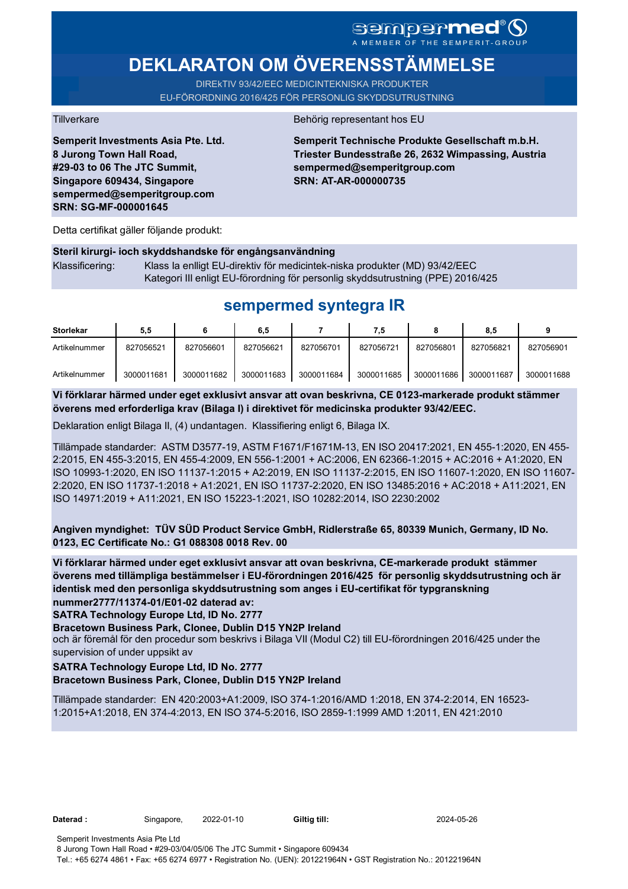sempermed®
A MEMBER OF THE SEMPERIT-GROUP

# DEKLARATON OM ÖVERENSSTÄMMELSE

DIREKtIV 93/42/EEC MEDICINTEKNISKA PRODUKTER
EU-FÖRORDNING 2016/425 FÖR PERSONLIG SKYDDSUTRUSTNING

Tillverkare

**Semperit Investments Asia Pte. Ltd.**
**8 Jurong Town Hall Road,**
**#29-03 to 06 The JTC Summit,**
**Singapore 609434, Singapore**
**sempermed@semperitgroup.com**
**SRN: SG-MF-000001645**

Behörig representant hos EU

**Semperit Technische Produkte Gesellschaft m.b.H.**
**Triester Bundesstraße 26, 2632 Wimpassing, Austria**
**sempermed@semperitgroup.com**
**SRN: AT-AR-000000735**

Detta certifikat gäller följande produkt:

**Steril kirurgi- ioch skyddshandske för engångsanvändning**

Klassificering: Klass Ia enlligt EU-direktiv för medicintek-niska produkter (MD) 93/42/EEC
Kategori III enligt EU-förordning för personlig skyddsutrustning (PPE) 2016/425

## sempermed syntegra IR

| Storlekar | 5,5 | 6 | 6,5 | 7 | 7,5 | 8 | 8,5 | 9 |
|---|---|---|---|---|---|---|---|---|
| Artikelnummer | 827056521 | 827056601 | 827056621 | 827056701 | 827056721 | 827056801 | 827056821 | 827056901 |
| Artikelnummer | 3000011681 | 3000011682 | 3000011683 | 3000011684 | 3000011685 | 3000011686 | 3000011687 | 3000011688 |

**Vi förklarar härmed under eget exklusivt ansvar att ovan beskrivna, CE 0123-markerade produkt stämmer överens med erforderliga krav (Bilaga I) i direktivet för medicinska produkter 93/42/EEC.**

Deklaration enligt Bilaga II, (4) undantagen. Klassifiering enligt 6, Bilaga IX.

Tillämpade standarder: ASTM D3577-19, ASTM F1671/F1671M-13, EN ISO 20417:2021, EN 455-1:2020, EN 455-2:2015, EN 455-3:2015, EN 455-4:2009, EN 556-1:2001 + AC:2006, EN 62366-1:2015 + AC:2016 + A1:2020, EN ISO 10993-1:2020, EN ISO 11137-1:2015 + A2:2019, EN ISO 11137-2:2015, EN ISO 11607-1:2020, EN ISO 11607-2:2020, EN ISO 11737-1:2018 + A1:2021, EN ISO 11737-2:2020, EN ISO 13485:2016 + AC:2018 + A11:2021, EN ISO 14971:2019 + A11:2021, EN ISO 15223-1:2021, ISO 10282:2014, ISO 2230:2002

**Angiven myndighet: TÜV SÜD Product Service GmbH, Ridlerstraße 65, 80339 Munich, Germany, ID No. 0123, EC Certificate No.: G1 088308 0018 Rev. 00**

**Vi förklarar härmed under eget exklusivt ansvar att ovan beskrivna, CE-markerade produkt stämmer överens med tillämpliga bestämmelser i EU-förordningen 2016/425 för personlig skyddsutrustning och är identisk med den personliga skyddsutrustning som anges i EU-certifikat för typgranskning nummer2777/11374-01/E01-02 daterad av:**
**SATRA Technology Europe Ltd, ID No. 2777**
**Bracetown Business Park, Clonee, Dublin D15 YN2P Ireland**
och är föremål för den procedur som beskrivs i Bilaga VII (Modul C2) till EU-förordningen 2016/425 under the supervision of under uppsikt av
**SATRA Technology Europe Ltd, ID No. 2777**
**Bracetown Business Park, Clonee, Dublin D15 YN2P Ireland**

Tillämpade standarder: EN 420:2003+A1:2009, ISO 374-1:2016/AMD 1:2018, EN 374-2:2014, EN 16523-1:2015+A1:2018, EN 374-4:2013, EN ISO 374-5:2016, ISO 2859-1:1999 AMD 1:2011, EN 421:2010

**Daterad :** Singapore, 2022-01-10 **Giltig till:** 2024-05-26

Semperit Investments Asia Pte Ltd
8 Jurong Town Hall Road • #29-03/04/05/06 The JTC Summit • Singapore 609434
Tel.: +65 6274 4861 • Fax: +65 6274 6977 • Registration No. (UEN): 201221964N • GST Registration No.: 201221964N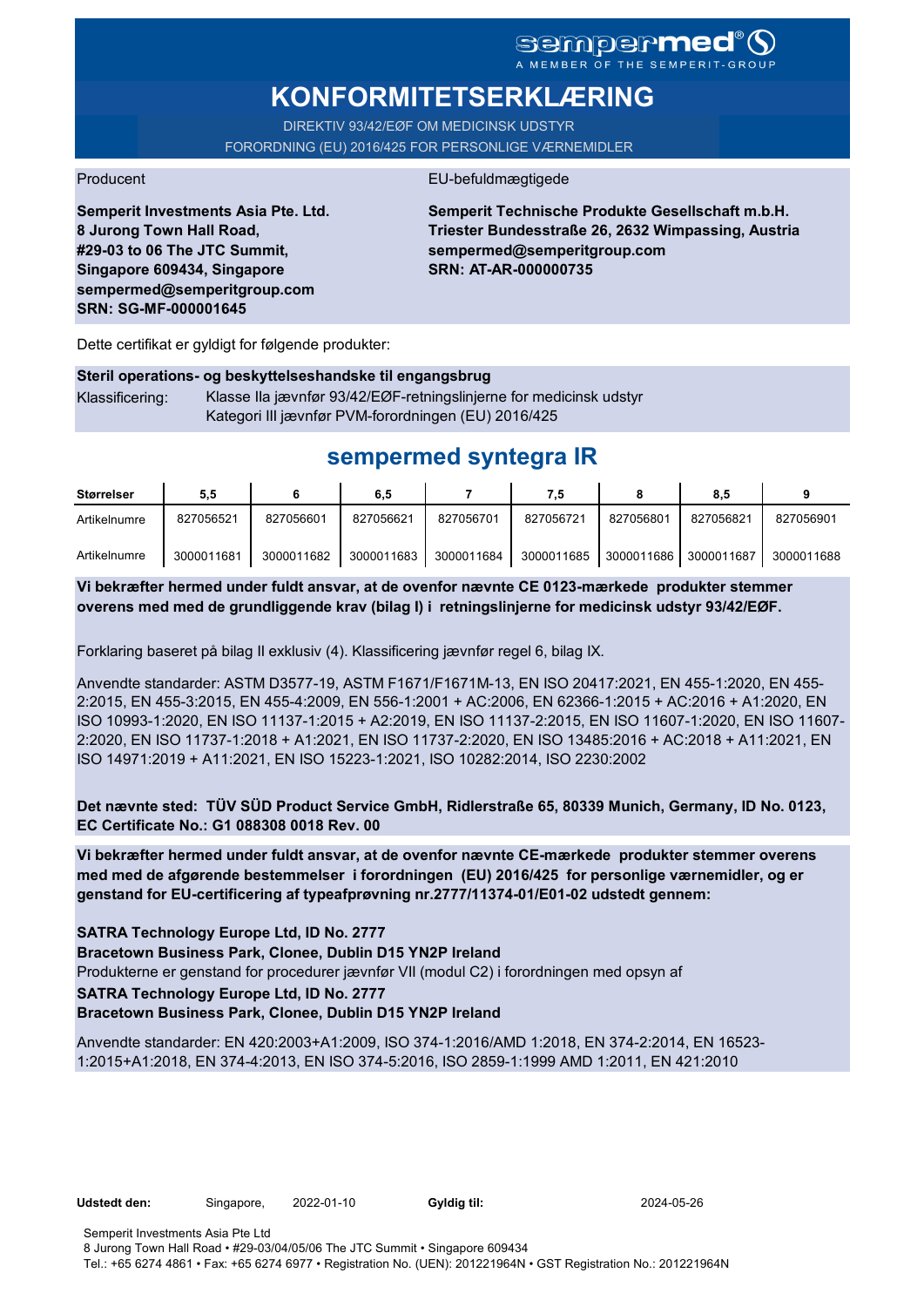sempermed®
A MEMBER OF THE SEMPERIT-GROUP

# KONFORMITETSERKLÆRING

DIREKTIV 93/42/EØF OM MEDICINSK UDSTYR
FORORDNING (EU) 2016/425 FOR PERSONLIGE VÆRNEMIDLER

Producent

**Semperit Investments Asia Pte. Ltd.**
**8 Jurong Town Hall Road,**
**#29-03 to 06 The JTC Summit,**
**Singapore 609434, Singapore**
**sempermed@semperitgroup.com**
**SRN: SG-MF-000001645**

EU-befuldmægtigede

**Semperit Technische Produkte Gesellschaft m.b.H.**
**Triester Bundesstraße 26, 2632 Wimpassing, Austria**
**sempermed@semperitgroup.com**
**SRN: AT-AR-000000735**

Dette certifikat er gyldigt for følgende produkter:

**Steril operations- og beskyttelseshandske til engangsbrug**

Klassificering: Klasse IIa jævnfør 93/42/EØF-retningslinjerne for medicinsk udstyr
Kategori III jævnfør PVM-forordningen (EU) 2016/425

## sempermed syntegra IR

| Størrelser | 5,5 | 6 | 6,5 | 7 | 7,5 | 8 | 8,5 | 9 |
|---|---|---|---|---|---|---|---|---|
| Artikelnumre | 827056521 | 827056601 | 827056621 | 827056701 | 827056721 | 827056801 | 827056821 | 827056901 |
| Artikelnumre | 3000011681 | 3000011682 | 3000011683 | 3000011684 | 3000011685 | 3000011686 | 3000011687 | 3000011688 |

**Vi bekræfter hermed under fuldt ansvar, at de ovenfor nævnte CE 0123-mærkede produkter stemmer overens med med de grundliggende krav (bilag I) i retningslinjerne for medicinsk udstyr 93/42/EØF.**

Forklaring baseret på bilag II exklusiv (4). Klassificering jævnfør regel 6, bilag IX.

Anvendte standarder: ASTM D3577-19, ASTM F1671/F1671M-13, EN ISO 20417:2021, EN 455-1:2020, EN 455-2:2015, EN 455-3:2015, EN 455-4:2009, EN 556-1:2001 + AC:2006, EN 62366-1:2015 + AC:2016 + A1:2020, EN ISO 10993-1:2020, EN ISO 11137-1:2015 + A2:2019, EN ISO 11137-2:2015, EN ISO 11607-1:2020, EN ISO 11607-2:2020, EN ISO 11737-1:2018 + A1:2021, EN ISO 11737-2:2020, EN ISO 13485:2016 + AC:2018 + A11:2021, EN ISO 14971:2019 + A11:2021, EN ISO 15223-1:2021, ISO 10282:2014, ISO 2230:2002

**Det nævnte sted: TÜV SÜD Product Service GmbH, Ridlerstraße 65, 80339 Munich, Germany, ID No. 0123, EC Certificate No.: G1 088308 0018 Rev. 00**

**Vi bekræfter hermed under fuldt ansvar, at de ovenfor nævnte CE-mærkede produkter stemmer overens med med de afgørende bestemmelser i forordningen (EU) 2016/425 for personlige værnemidler, og er genstand for EU-certificering af typeafprøvning nr.2777/11374-01/E01-02 udstedt gennem:**

**SATRA Technology Europe Ltd, ID No. 2777**
**Bracetown Business Park, Clonee, Dublin D15 YN2P Ireland**
Produkterne er genstand for procedurer jævnfør VII (modul C2) i forordningen med opsyn af
**SATRA Technology Europe Ltd, ID No. 2777**
**Bracetown Business Park, Clonee, Dublin D15 YN2P Ireland**

Anvendte standarder: EN 420:2003+A1:2009, ISO 374-1:2016/AMD 1:2018, EN 374-2:2014, EN 16523-1:2015+A1:2018, EN 374-4:2013, EN ISO 374-5:2016, ISO 2859-1:1999 AMD 1:2011, EN 421:2010

**Udstedt den:** Singapore, 2022-01-10 **Gyldig til:** 2024-05-26

Semperit Investments Asia Pte Ltd
8 Jurong Town Hall Road • #29-03/04/05/06 The JTC Summit • Singapore 609434
Tel.: +65 6274 4861 • Fax: +65 6274 6977 • Registration No. (UEN): 201221964N • GST Registration No.: 201221964N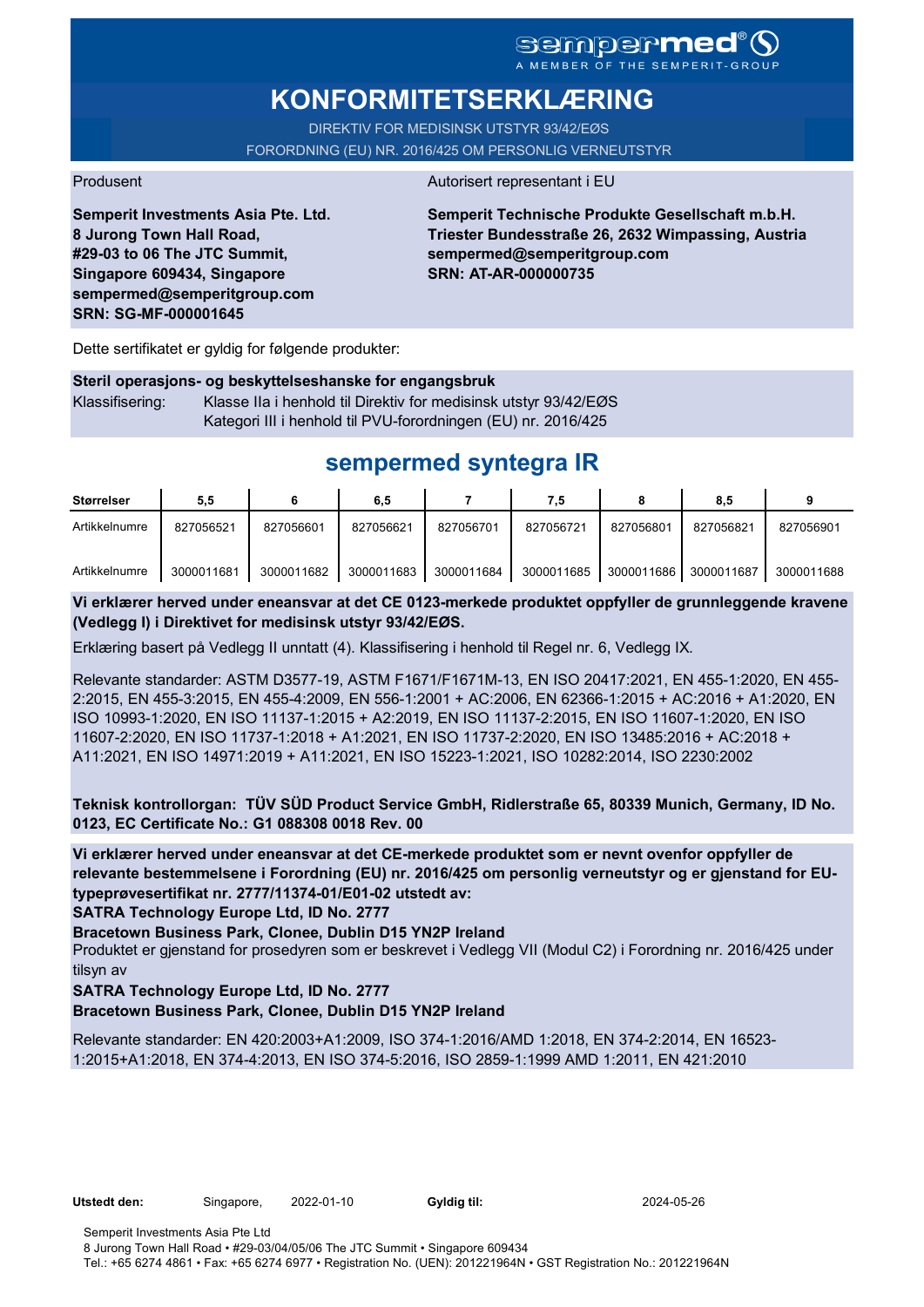sempermed® A MEMBER OF THE SEMPERIT-GROUP

# KONFORMITETSERKLÆRING

DIREKTIV FOR MEDISINSK UTSTYR 93/42/EØS

FORORDNING (EU) NR. 2016/425 OM PERSONLIG VERNEUTSTYR

Produsent

**Semperit Investments Asia Pte. Ltd.**
**8 Jurong Town Hall Road,**
**#29-03 to 06 The JTC Summit,**
**Singapore 609434, Singapore**
**sempermed@semperitgroup.com**
**SRN: SG-MF-000001645**

Autorisert representant i EU

**Semperit Technische Produkte Gesellschaft m.b.H.**
**Triester Bundesstraße 26, 2632 Wimpassing, Austria**
**sempermed@semperitgroup.com**
**SRN: AT-AR-000000735**

Dette sertifikatet er gyldig for følgende produkter:

**Steril operasjons- og beskyttelseshanske for engangsbruk**

Klassifisering: Klasse IIa i henhold til Direktiv for medisinsk utstyr 93/42/EØS
Kategori III i henhold til PVU-forordningen (EU) nr. 2016/425

## sempermed syntegra IR

| Størrelser | 5,5 | 6 | 6,5 | 7 | 7,5 | 8 | 8,5 | 9 |
|---|---|---|---|---|---|---|---|---|
| Artikkelnumre | 827056521 | 827056601 | 827056621 | 827056701 | 827056721 | 827056801 | 827056821 | 827056901 |
| Artikkelnumre | 3000011681 | 3000011682 | 3000011683 | 3000011684 | 3000011685 | 3000011686 | 3000011687 | 3000011688 |

**Vi erklærer herved under eneansvar at det CE 0123-merkede produktet oppfyller de grunnleggende kravene (Vedlegg I) i Direktivet for medisinsk utstyr 93/42/EØS.**

Erklæring basert på Vedlegg II unntatt (4). Klassifisering i henhold til Regel nr. 6, Vedlegg IX.

Relevante standarder: ASTM D3577-19, ASTM F1671/F1671M-13, EN ISO 20417:2021, EN 455-1:2020, EN 455-2:2015, EN 455-3:2015, EN 455-4:2009, EN 556-1:2001 + AC:2006, EN 62366-1:2015 + AC:2016 + A1:2020, EN ISO 10993-1:2020, EN ISO 11137-1:2015 + A2:2019, EN ISO 11137-2:2015, EN ISO 11607-1:2020, EN ISO 11607-2:2020, EN ISO 11737-1:2018 + A1:2021, EN ISO 11737-2:2020, EN ISO 13485:2016 + AC:2018 + A11:2021, EN ISO 14971:2019 + A11:2021, EN ISO 15223-1:2021, ISO 10282:2014, ISO 2230:2002

**Teknisk kontrollorgan: TÜV SÜD Product Service GmbH, Ridlerstraße 65, 80339 Munich, Germany, ID No. 0123, EC Certificate No.: G1 088308 0018 Rev. 00**

**Vi erklærer herved under eneansvar at det CE-merkede produktet som er nevnt ovenfor oppfyller de relevante bestemmelsene i Forordning (EU) nr. 2016/425 om personlig verneutstyr og er gjenstand for EU-typeprøvesertifikat nr. 2777/11374-01/E01-02 utstedt av:**

**SATRA Technology Europe Ltd, ID No. 2777**

**Bracetown Business Park, Clonee, Dublin D15 YN2P Ireland**

Produktet er gjenstand for prosedyren som er beskrevet i Vedlegg VII (Modul C2) i Forordning nr. 2016/425 under tilsyn av

**SATRA Technology Europe Ltd, ID No. 2777**

**Bracetown Business Park, Clonee, Dublin D15 YN2P Ireland**

Relevante standarder: EN 420:2003+A1:2009, ISO 374-1:2016/AMD 1:2018, EN 374-2:2014, EN 16523-1:2015+A1:2018, EN 374-4:2013, EN ISO 374-5:2016, ISO 2859-1:1999 AMD 1:2011, EN 421:2010

**Utstedt den:** Singapore, 2022-01-10 **Gyldig til:** 2024-05-26

Semperit Investments Asia Pte Ltd
8 Jurong Town Hall Road • #29-03/04/05/06 The JTC Summit • Singapore 609434
Tel.: +65 6274 4861 • Fax: +65 6274 6977 • Registration No. (UEN): 201221964N • GST Registration No.: 201221964N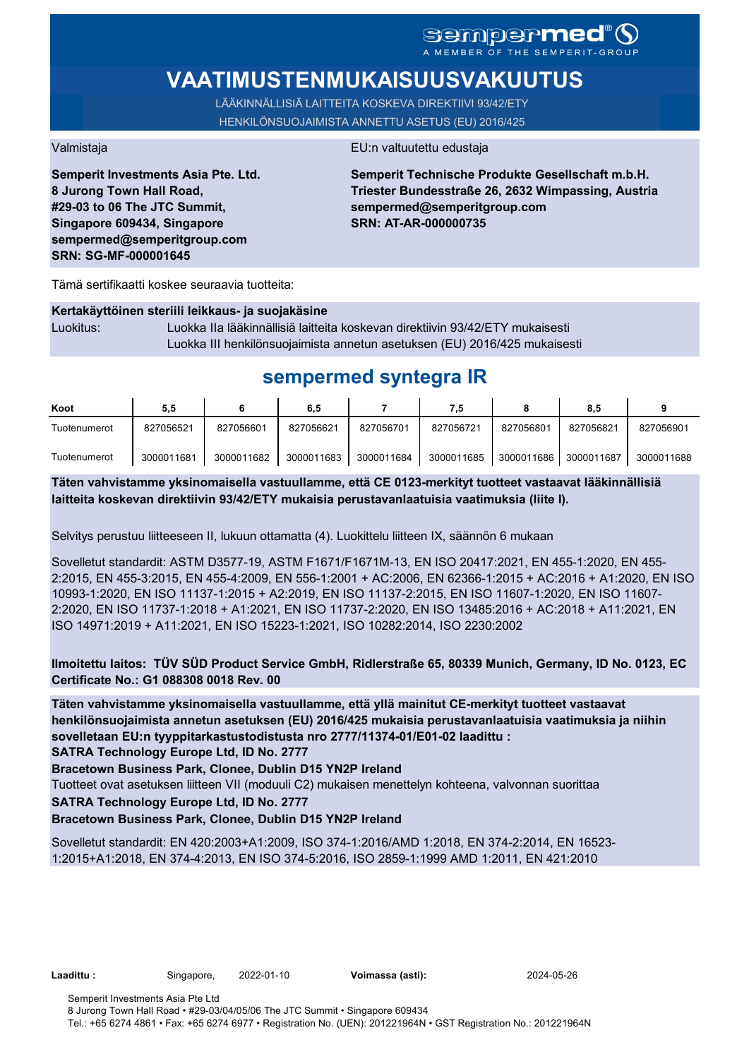sempermed®
A MEMBER OF THE SEMPERIT-GROUP

# VAATIMUSTENMUKAISUUSVAKUUTUS

LÄÄKINNÄLLISIÄ LAITTEITA KOSKEVA DIREKTIIVI 93/42/ETY
HENKILÖNSUOJAIMISTA ANNETTU ASETUS (EU) 2016/425

Valmistaja

**Semperit Investments Asia Pte. Ltd.**
**8 Jurong Town Hall Road,**
**#29-03 to 06 The JTC Summit,**
**Singapore 609434, Singapore**
**sempermed@semperitgroup.com**
**SRN: SG-MF-000001645**

EU:n valtuutettu edustaja

**Semperit Technische Produkte Gesellschaft m.b.H.**
**Triester Bundesstraße 26, 2632 Wimpassing, Austria**
**sempermed@semperitgroup.com**
**SRN: AT-AR-000000735**

Tämä sertifikaatti koskee seuraavia tuotteita:

**Kertakäyttöinen steriili leikkaus- ja suojakäsine**

Luokitus: Luokka IIa lääkinnällisiä laitteita koskevan direktiivin 93/42/ETY mukaisesti
Luokka III henkilönsuojaimista annetun asetuksen (EU) 2016/425 mukaisesti

## sempermed syntegra IR

| Koot | 5,5 | 6 | 6,5 | 7 | 7,5 | 8 | 8,5 | 9 |
|---|---|---|---|---|---|---|---|---|
| Tuotenumerot | 827056521 | 827056601 | 827056621 | 827056701 | 827056721 | 827056801 | 827056821 | 827056901 |
| Tuotenumerot | 3000011681 | 3000011682 | 3000011683 | 3000011684 | 3000011685 | 3000011686 | 3000011687 | 3000011688 |

**Täten vahvistamme yksinomaisella vastuullamme, että CE 0123-merkityt tuotteet vastaavat lääkinnällisiä laitteita koskevan direktiivin 93/42/ETY mukaisia perustavanlaatuisia vaatimuksia (liite I).**

Selvitys perustuu liitteeseen II, lukuun ottamatta (4). Luokittelu liitteen IX, säännön 6 mukaan

Sovelletut standardit: ASTM D3577-19, ASTM F1671/F1671M-13, EN ISO 20417:2021, EN 455-1:2020, EN 455-2:2015, EN 455-3:2015, EN 455-4:2009, EN 556-1:2001 + AC:2006, EN 62366-1:2015 + AC:2016 + A1:2020, EN ISO 10993-1:2020, EN ISO 11137-1:2015 + A2:2019, EN ISO 11137-2:2015, EN ISO 11607-1:2020, EN ISO 11607-2:2020, EN ISO 11737-1:2018 + A1:2021, EN ISO 11737-2:2020, EN ISO 13485:2016 + AC:2018 + A11:2021, EN ISO 14971:2019 + A11:2021, EN ISO 15223-1:2021, ISO 10282:2014, ISO 2230:2002

**Ilmoitettu laitos: TÜV SÜD Product Service GmbH, Ridlerstraße 65, 80339 Munich, Germany, ID No. 0123, EC Certificate No.: G1 088308 0018 Rev. 00**

**Täten vahvistamme yksinomaisella vastuullamme, että yllä mainitut CE-merkityt tuotteet vastaavat henkilönsuojaimista annetun asetuksen (EU) 2016/425 mukaisia perustavanlaatuisia vaatimuksia ja niihin sovelletaan EU:n tyyppitarkastustodistusta nro 2777/11374-01/E01-02 laadittu :**
**SATRA Technology Europe Ltd, ID No. 2777**
**Bracetown Business Park, Clonee, Dublin D15 YN2P Ireland**
Tuotteet ovat asetuksen liitteen VII (moduuli C2) mukaisen menettelyn kohteena, valvonnan suorittaa
**SATRA Technology Europe Ltd, ID No. 2777**
**Bracetown Business Park, Clonee, Dublin D15 YN2P Ireland**

Sovelletut standardit: EN 420:2003+A1:2009, ISO 374-1:2016/AMD 1:2018, EN 374-2:2014, EN 16523-1:2015+A1:2018, EN 374-4:2013, EN ISO 374-5:2016, ISO 2859-1:1999 AMD 1:2011, EN 421:2010

**Laadittu :** Singapore, 2022-01-10 **Voimassa (asti):** 2024-05-26

Semperit Investments Asia Pte Ltd
8 Jurong Town Hall Road • #29-03/04/05/06 The JTC Summit • Singapore 609434
Tel.: +65 6274 4861 • Fax: +65 6274 6977 • Registration No. (UEN): 201221964N • GST Registration No.: 201221964N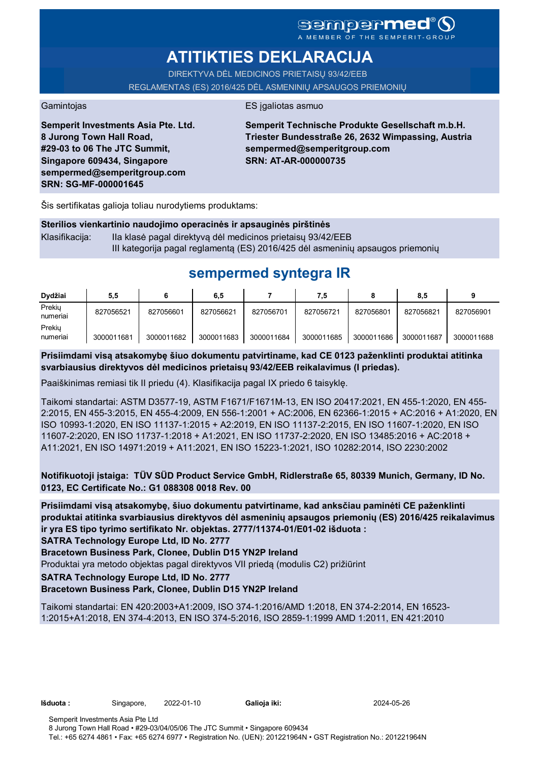sempermed®
A MEMBER OF THE SEMPERIT-GROUP

# ATITIKTIES DEKLARACIJA

DIREKTYVA DĖL MEDICINOS PRIETAISŲ 93/42/EEB

REGLAMENTAS (ES) 2016/425 DĖL ASMENINIŲ APSAUGOS PRIEMONIŲ

Gamintojas

**Semperit Investments Asia Pte. Ltd.**
**8 Jurong Town Hall Road,**
**#29-03 to 06 The JTC Summit,**
**Singapore 609434, Singapore**
**sempermed@semperitgroup.com**
**SRN: SG-MF-000001645**

ES įgaliotas asmuo

**Semperit Technische Produkte Gesellschaft m.b.H.**
**Triester Bundesstraße 26, 2632 Wimpassing, Austria**
**sempermed@semperitgroup.com**
**SRN: AT-AR-000000735**

Šis sertifikatas galioja toliau nurodytiems produktams:

**Sterilios vienkartinio naudojimo operacinės ir apsauginės pirštinės**

Klasifikacija: IIa klasė pagal direktyvą dėl medicinos prietaisų 93/42/EEB
III kategorija pagal reglamentą (ES) 2016/425 dėl asmeninių apsaugos priemonių

## sempermed syntegra IR

| Dydžiai | 5,5 | 6 | 6,5 | 7 | 7,5 | 8 | 8,5 | 9 |
|---|---|---|---|---|---|---|---|---|
| Prekių numeriai | 827056521 | 827056601 | 827056621 | 827056701 | 827056721 | 827056801 | 827056821 | 827056901 |
| Prekių numeriai | 3000011681 | 3000011682 | 3000011683 | 3000011684 | 3000011685 | 3000011686 | 3000011687 | 3000011688 |

**Prisiimdami visą atsakomybę šiuo dokumentu patvirtiname, kad CE 0123 paženklinti produktai atitinka svarbiausius direktyvos dėl medicinos prietaisų 93/42/EEB reikalavimus (I priedas).**

Paaiškinimas remiasi tik II priedu (4). Klasifikacija pagal IX priedo 6 taisyklę.

Taikomi standartai: ASTM D3577-19, ASTM F1671/F1671M-13, EN ISO 20417:2021, EN 455-1:2020, EN 455-2:2015, EN 455-3:2015, EN 455-4:2009, EN 556-1:2001 + AC:2006, EN 62366-1:2015 + AC:2016 + A1:2020, EN ISO 10993-1:2020, EN ISO 11137-1:2015 + A2:2019, EN ISO 11137-2:2015, EN ISO 11607-1:2020, EN ISO 11607-2:2020, EN ISO 11737-1:2018 + A1:2021, EN ISO 11737-2:2020, EN ISO 13485:2016 + AC:2018 + A11:2021, EN ISO 14971:2019 + A11:2021, EN ISO 15223-1:2021, ISO 10282:2014, ISO 2230:2002

**Notifikuotoji įstaiga: TÜV SÜD Product Service GmbH, Ridlerstraße 65, 80339 Munich, Germany, ID No. 0123, EC Certificate No.: G1 088308 0018 Rev. 00**

**Prisiimdami visą atsakomybę, šiuo dokumentu patvirtiname, kad anksčiau paminėti CE paženklinti produktai atitinka svarbiausius direktyvos dėl asmeninių apsaugos priemonių (ES) 2016/425 reikalavimus ir yra ES tipo tyrimo sertifikato Nr. objektas. 2777/11374-01/E01-02 išduota :**
**SATRA Technology Europe Ltd, ID No. 2777**
**Bracetown Business Park, Clonee, Dublin D15 YN2P Ireland**

Produktai yra metodo objektas pagal direktyvos VII priedą (modulis C2) prižiūrint

**SATRA Technology Europe Ltd, ID No. 2777**
**Bracetown Business Park, Clonee, Dublin D15 YN2P Ireland**

Taikomi standartai: EN 420:2003+A1:2009, ISO 374-1:2016/AMD 1:2018, EN 374-2:2014, EN 16523-1:2015+A1:2018, EN 374-4:2013, EN ISO 374-5:2016, ISO 2859-1:1999 AMD 1:2011, EN 421:2010

**Išduota :** Singapore, 2022-01-10 **Galioja iki:** 2024-05-26

Semperit Investments Asia Pte Ltd
8 Jurong Town Hall Road • #29-03/04/05/06 The JTC Summit • Singapore 609434
Tel.: +65 6274 4861 • Fax: +65 6274 6977 • Registration No. (UEN): 201221964N • GST Registration No.: 201221964N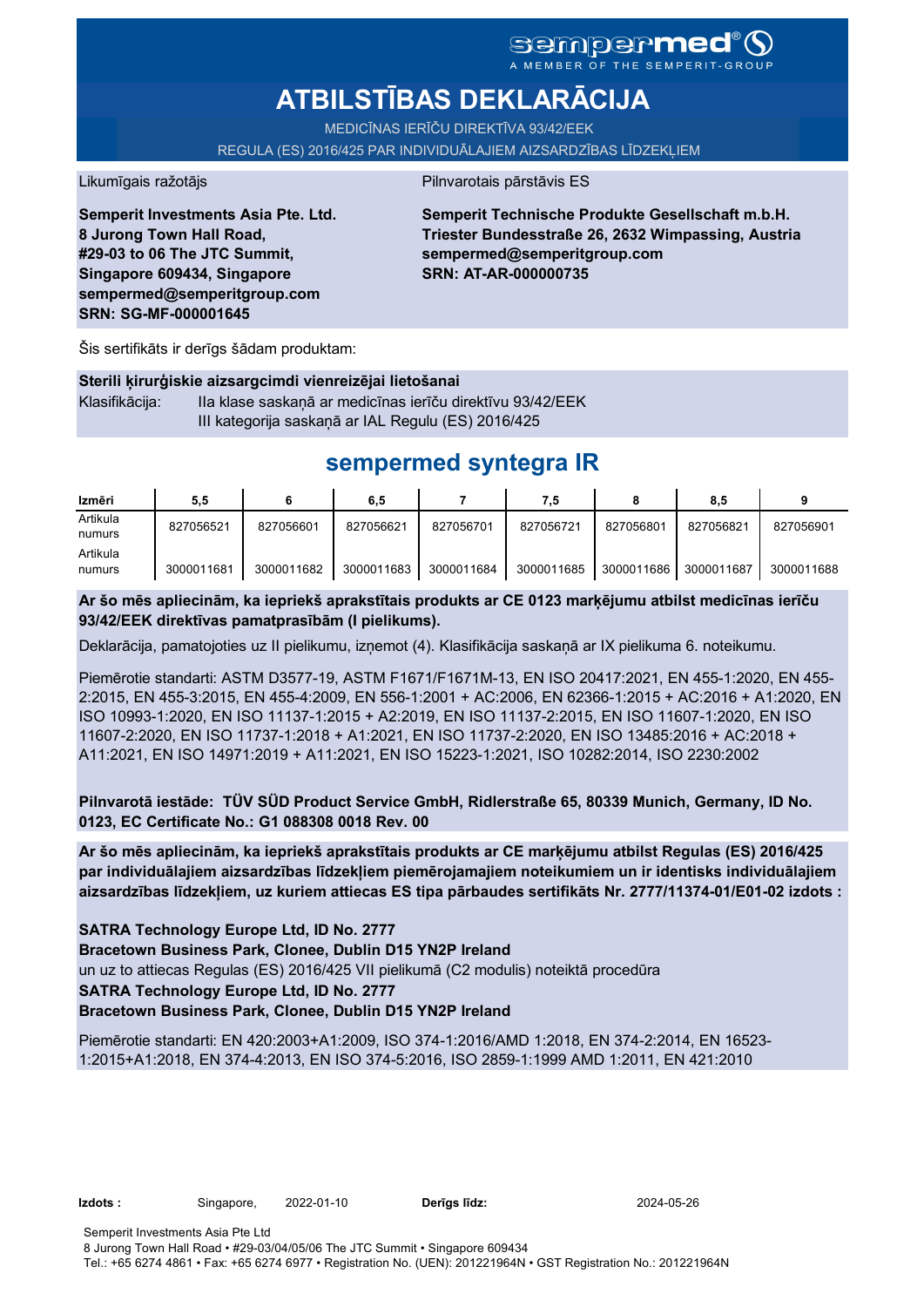sempermed®

A MEMBER OF THE SEMPERIT-GROUP

# ATBILSTĪBAS DEKLARĀCIJA

MEDICĪNAS IERĪČU DIREKTĪVA 93/42/EEK

REGULA (ES) 2016/425 PAR INDIVIDUĀLAJIEM AIZSARDZĪBAS LĪDZEKĻIEM

Likumīgais ražotājs

**Semperit Investments Asia Pte. Ltd.**
**8 Jurong Town Hall Road,**
**#29-03 to 06 The JTC Summit,**
**Singapore 609434, Singapore**
**sempermed@semperitgroup.com**
**SRN: SG-MF-000001645**

Pilnvarotais pārstāvis ES

**Semperit Technische Produkte Gesellschaft m.b.H.**
**Triester Bundesstraße 26, 2632 Wimpassing, Austria**
**sempermed@semperitgroup.com**
**SRN: AT-AR-000000735**

Šis sertifikāts ir derīgs šādam produktam:

**Sterili ķirurģiskie aizsargcimdi vienreizējai lietošanai**

Klasifikācija: IIa klase saskaņā ar medicīnas ierīču direktīvu 93/42/EEK
III kategorija saskaņā ar IAL Regulu (ES) 2016/425

## sempermed syntegra IR

| Izmēri | 5,5 | 6 | 6,5 | 7 | 7,5 | 8 | 8,5 | 9 |
|---|---|---|---|---|---|---|---|---|
| Artikula numurs | 827056521 | 827056601 | 827056621 | 827056701 | 827056721 | 827056801 | 827056821 | 827056901 |
| Artikula numurs | 3000011681 | 3000011682 | 3000011683 | 3000011684 | 3000011685 | 3000011686 | 3000011687 | 3000011688 |

**Ar šo mēs apliecinām, ka iepriekš aprakstītais produkts ar CE 0123 marķējumu atbilst medicīnas ierīču 93/42/EEK direktīvas pamatprasībām (I pielikums).**

Deklarācija, pamatojoties uz II pielikumu, izņemot (4). Klasifikācija saskaņā ar IX pielikuma 6. noteikumu.

Piemērotie standarti: ASTM D3577-19, ASTM F1671/F1671M-13, EN ISO 20417:2021, EN 455-1:2020, EN 455-2:2015, EN 455-3:2015, EN 455-4:2009, EN 556-1:2001 + AC:2006, EN 62366-1:2015 + AC:2016 + A1:2020, EN ISO 10993-1:2020, EN ISO 11137-1:2015 + A2:2019, EN ISO 11137-2:2015, EN ISO 11607-1:2020, EN ISO 11607-2:2020, EN ISO 11737-1:2018 + A1:2021, EN ISO 11737-2:2020, EN ISO 13485:2016 + AC:2018 + A11:2021, EN ISO 14971:2019 + A11:2021, EN ISO 15223-1:2021, ISO 10282:2014, ISO 2230:2002

**Pilnvarotā iestāde: TÜV SÜD Product Service GmbH, Ridlerstraße 65, 80339 Munich, Germany, ID No. 0123, EC Certificate No.: G1 088308 0018 Rev. 00**

**Ar šo mēs apliecinām, ka iepriekš aprakstītais produkts ar CE marķējumu atbilst Regulas (ES) 2016/425 par individuālajiem aizsardzības līdzekļiem piemērojamajiem noteikumiem un ir identisks individuālajiem aizsardzības līdzekļiem, uz kuriem attiecas ES tipa pārbaudes sertifikāts Nr. 2777/11374-01/E01-02 izdots :**

**SATRA Technology Europe Ltd, ID No. 2777**
**Bracetown Business Park, Clonee, Dublin D15 YN2P Ireland**
un uz to attiecas Regulas (ES) 2016/425 VII pielikumā (C2 modulis) noteiktā procedūra
**SATRA Technology Europe Ltd, ID No. 2777**
**Bracetown Business Park, Clonee, Dublin D15 YN2P Ireland**

Piemērotie standarti: EN 420:2003+A1:2009, ISO 374-1:2016/AMD 1:2018, EN 374-2:2014, EN 16523-1:2015+A1:2018, EN 374-4:2013, EN ISO 374-5:2016, ISO 2859-1:1999 AMD 1:2011, EN 421:2010

**Izdots :** Singapore, 2022-01-10 **Derīgs līdz:** 2024-05-26

Semperit Investments Asia Pte Ltd
8 Jurong Town Hall Road • #29-03/04/05/06 The JTC Summit • Singapore 609434
Tel.: +65 6274 4861 • Fax: +65 6274 6977 • Registration No. (UEN): 201221964N • GST Registration No.: 201221964N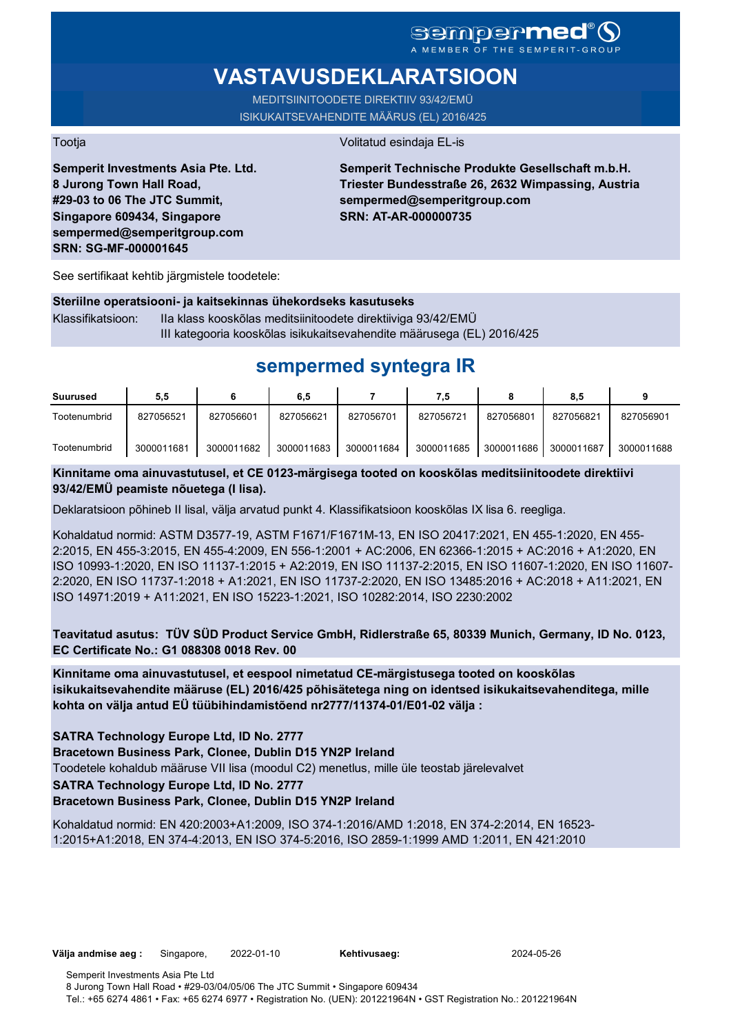sempermed®
A MEMBER OF THE SEMPERIT-GROUP

# VASTAVUSDEKLARATSIOON

MEDITSIINITOODETE DIREKTIIV 93/42/EMÜ
ISIKUKAITSEVAHENDITE MÄÄRUS (EL) 2016/425

Tootja

**Semperit Investments Asia Pte. Ltd.**
**8 Jurong Town Hall Road,**
**#29-03 to 06 The JTC Summit,**
**Singapore 609434, Singapore**
**sempermed@semperitgroup.com**
**SRN: SG-MF-000001645**

Volitatud esindaja EL-is

**Semperit Technische Produkte Gesellschaft m.b.H.**
**Triester Bundesstraße 26, 2632 Wimpassing, Austria**
**sempermed@semperitgroup.com**
**SRN: AT-AR-000000735**

See sertifikaat kehtib järgmistele toodetele:

**Steriilne operatsiooni- ja kaitsekinnas ühekordseks kasutuseks**

Klassifikatsioon: IIa klass kooskõlas meditsiinitoodete direktiiviga 93/42/EMÜ
III kategooria kooskõlas isikukaitsevahendite määrusega (EL) 2016/425

## sempermed syntegra IR

| Suurused | 5,5 | 6 | 6,5 | 7 | 7,5 | 8 | 8,5 | 9 |
|---|---|---|---|---|---|---|---|---|
| Tootenumbrid | 827056521 | 827056601 | 827056621 | 827056701 | 827056721 | 827056801 | 827056821 | 827056901 |
| Tootenumbrid | 3000011681 | 3000011682 | 3000011683 | 3000011684 | 3000011685 | 3000011686 | 3000011687 | 3000011688 |

**Kinnitame oma ainuvastutusel, et CE 0123-märgisega tooted on kooskõlas meditsiinitoodete direktiivi 93/42/EMÜ peamiste nõuetega (I lisa).**

Deklaratsioon põhineb II lisal, välja arvatud punkt 4. Klassifikatsioon kooskõlas IX lisa 6. reegliga.

Kohaldatud normid: ASTM D3577-19, ASTM F1671/F1671M-13, EN ISO 20417:2021, EN 455-1:2020, EN 455-2:2015, EN 455-3:2015, EN 455-4:2009, EN 556-1:2001 + AC:2006, EN 62366-1:2015 + AC:2016 + A1:2020, EN ISO 10993-1:2020, EN ISO 11137-1:2015 + A2:2019, EN ISO 11137-2:2015, EN ISO 11607-1:2020, EN ISO 11607-2:2020, EN ISO 11737-1:2018 + A1:2021, EN ISO 11737-2:2020, EN ISO 13485:2016 + AC:2018 + A11:2021, EN ISO 14971:2019 + A11:2021, EN ISO 15223-1:2021, ISO 10282:2014, ISO 2230:2002

**Teavitatud asutus: TÜV SÜD Product Service GmbH, Ridlerstraße 65, 80339 Munich, Germany, ID No. 0123, EC Certificate No.: G1 088308 0018 Rev. 00**

**Kinnitame oma ainuvastutusel, et eespool nimetatud CE-märgistusega tooted on kooskõlas isikukaitsevahendite määruse (EL) 2016/425 põhisätetega ning on identsed isikukaitsevahenditega, mille kohta on välja antud EÜ tüübihindamistõend nr2777/11374-01/E01-02 välja :**

**SATRA Technology Europe Ltd, ID No. 2777**
**Bracetown Business Park, Clonee, Dublin D15 YN2P Ireland**
Toodetele kohaldub määruse VII lisa (moodul C2) menetlus, mille üle teostab järelevalvet
**SATRA Technology Europe Ltd, ID No. 2777**
**Bracetown Business Park, Clonee, Dublin D15 YN2P Ireland**

Kohaldatud normid: EN 420:2003+A1:2009, ISO 374-1:2016/AMD 1:2018, EN 374-2:2014, EN 16523-1:2015+A1:2018, EN 374-4:2013, EN ISO 374-5:2016, ISO 2859-1:1999 AMD 1:2011, EN 421:2010

**Välja andmise aeg :** Singapore, 2022-01-10 **Kehtivusaeg:** 2024-05-26

Semperit Investments Asia Pte Ltd
8 Jurong Town Hall Road • #29-03/04/05/06 The JTC Summit • Singapore 609434
Tel.: +65 6274 4861 • Fax: +65 6274 6977 • Registration No. (UEN): 201221964N • GST Registration No.: 201221964N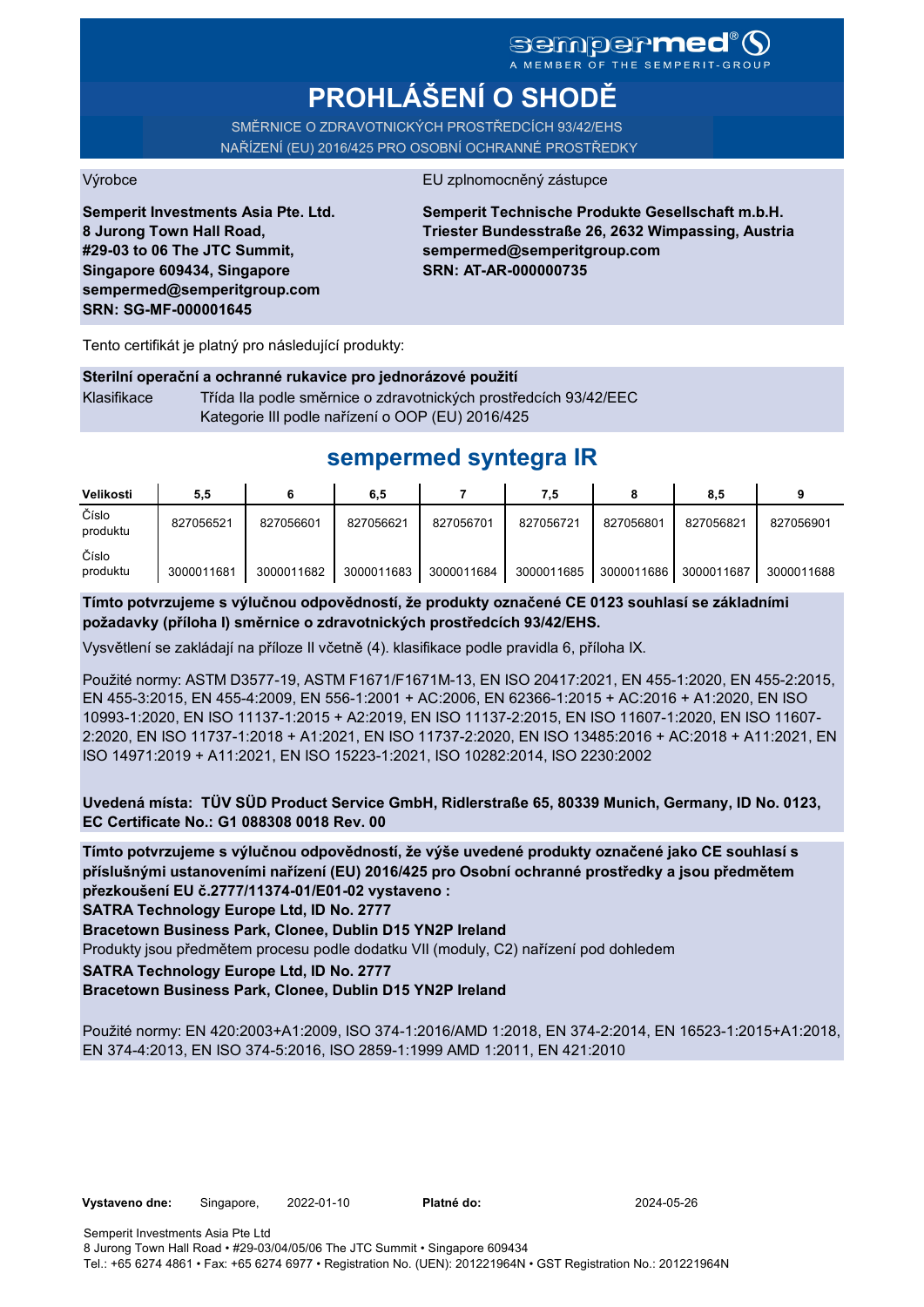sempermed®
A MEMBER OF THE SEMPERIT-GROUP

# PROHLÁŠENÍ O SHODĚ

SMĚRNICE O ZDRAVOTNICKÝCH PROSTŘEDCÍCH 93/42/EHS
NAŘÍZENÍ (EU) 2016/425 PRO OSOBNÍ OCHRANNÉ PROSTŘEDKY

Výrobce

**Semperit Investments Asia Pte. Ltd.**
**8 Jurong Town Hall Road,**
**#29-03 to 06 The JTC Summit,**
**Singapore 609434, Singapore**
**sempermed@semperitgroup.com**
**SRN: SG-MF-000001645**

EU zplnomocněný zástupce

**Semperit Technische Produkte Gesellschaft m.b.H.**
**Triester Bundesstraße 26, 2632 Wimpassing, Austria**
**sempermed@semperitgroup.com**
**SRN: AT-AR-000000735**

Tento certifikát je platný pro následující produkty:

**Sterilní operační a ochranné rukavice pro jednorázové použití**

Klasifikace: Třída IIa podle směrnice o zdravotnických prostředcích 93/42/EEC
Kategorie III podle nařízení o OOP (EU) 2016/425

## sempermed syntegra IR

| Velikosti | 5,5 | 6 | 6,5 | 7 | 7,5 | 8 | 8,5 | 9 |
|---|---|---|---|---|---|---|---|---|
| Číslo produktu | 827056521 | 827056601 | 827056621 | 827056701 | 827056721 | 827056801 | 827056821 | 827056901 |
| Číslo produktu | 3000011681 | 3000011682 | 3000011683 | 3000011684 | 3000011685 | 3000011686 | 3000011687 | 3000011688 |

**Tímto potvrzujeme s výlučnou odpovědností, že produkty označené CE 0123 souhlasí se základními požadavky (příloha I) směrnice o zdravotnických prostředcích 93/42/EHS.**

Vysvětlení se zakládají na příloze II včetně (4). klasifikace podle pravidla 6, příloha IX.

Použité normy: ASTM D3577-19, ASTM F1671/F1671M-13, EN ISO 20417:2021, EN 455-1:2020, EN 455-2:2015, EN 455-3:2015, EN 455-4:2009, EN 556-1:2001 + AC:2006, EN 62366-1:2015 + AC:2016 + A1:2020, EN ISO 10993-1:2020, EN ISO 11137-1:2015 + A2:2019, EN ISO 11137-2:2015, EN ISO 11607-1:2020, EN ISO 11607-2:2020, EN ISO 11737-1:2018 + A1:2021, EN ISO 11737-2:2020, EN ISO 13485:2016 + AC:2018 + A11:2021, EN ISO 14971:2019 + A11:2021, EN ISO 15223-1:2021, ISO 10282:2014, ISO 2230:2002

**Uvedená místa: TÜV SÜD Product Service GmbH, Ridlerstraße 65, 80339 Munich, Germany, ID No. 0123, EC Certificate No.: G1 088308 0018 Rev. 00**

**Tímto potvrzujeme s výlučnou odpovědností, že výše uvedené produkty označené jako CE souhlasí s příslušnými ustanoveními nařízení (EU) 2016/425 pro Osobní ochranné prostředky a jsou předmětem přezkoušení EU č.2777/11374-01/E01-02 vystaveno :**
**SATRA Technology Europe Ltd, ID No. 2777**
**Bracetown Business Park, Clonee, Dublin D15 YN2P Ireland**
Produkty jsou předmětem procesu podle dodatku VII (moduly, C2) nařízení pod dohledem
**SATRA Technology Europe Ltd, ID No. 2777**
**Bracetown Business Park, Clonee, Dublin D15 YN2P Ireland**

Použité normy: EN 420:2003+A1:2009, ISO 374-1:2016/AMD 1:2018, EN 374-2:2014, EN 16523-1:2015+A1:2018, EN 374-4:2013, EN ISO 374-5:2016, ISO 2859-1:1999 AMD 1:2011, EN 421:2010

**Vystaveno dne:** Singapore, 2022-01-10 **Platné do:** 2024-05-26

Semperit Investments Asia Pte Ltd
8 Jurong Town Hall Road • #29-03/04/05/06 The JTC Summit • Singapore 609434
Tel.: +65 6274 4861 • Fax: +65 6274 6977 • Registration No. (UEN): 201221964N • GST Registration No.: 201221964N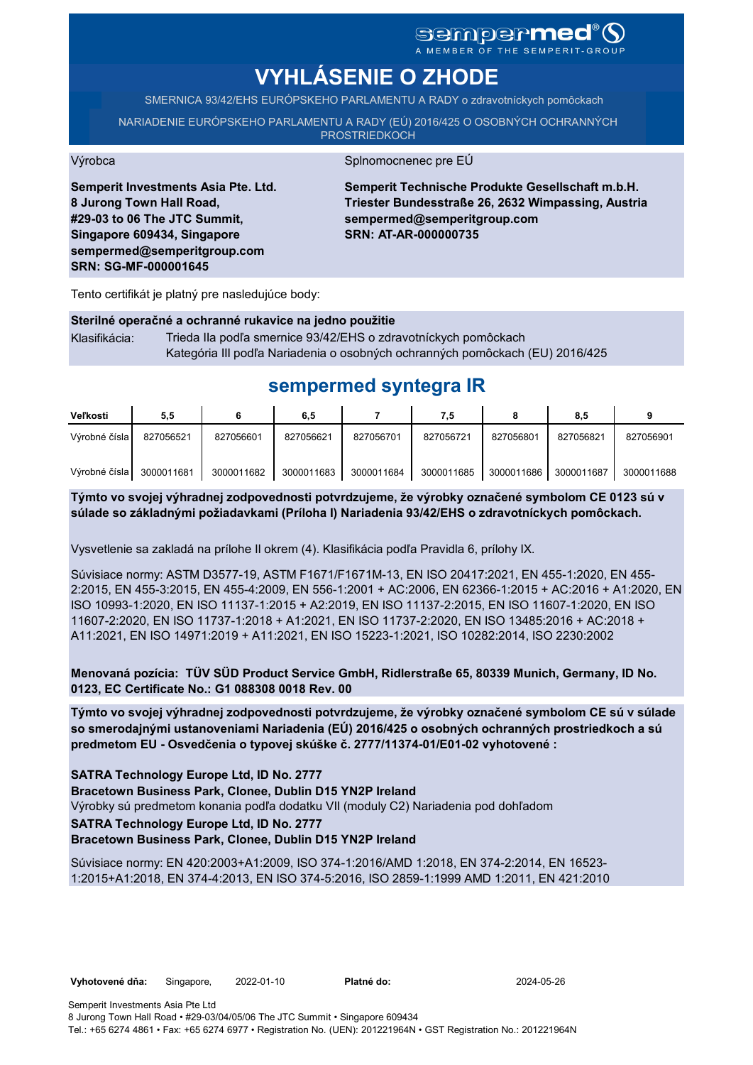sempermed®
A MEMBER OF THE SEMPERIT-GROUP

# VYHLÁSENIE O ZHODE

SMERNICA 93/42/EHS EURÓPSKEHO PARLAMENTU A RADY o zdravotníckych pomôckach

NARIADENIE EURÓPSKEHO PARLAMENTU A RADY (EÚ) 2016/425 O OSOBNÝCH OCHRANNÝCH PROSTRIEDKOCH

Výrobca

**Semperit Investments Asia Pte. Ltd.**
**8 Jurong Town Hall Road,**
**#29-03 to 06 The JTC Summit,**
**Singapore 609434, Singapore**
**sempermed@semperitgroup.com**
**SRN: SG-MF-000001645**

Splnomocnenec pre EÚ

**Semperit Technische Produkte Gesellschaft m.b.H.**
**Triester Bundesstraße 26, 2632 Wimpassing, Austria**
**sempermed@semperitgroup.com**
**SRN: AT-AR-000000735**

Tento certifikát je platný pre nasledujúce body:

**Sterilné operačné a ochranné rukavice na jedno použitie**

Klasifikácia: Trieda IIa podľa smernice 93/42/EHS o zdravotníckych pomôckach
Kategória III podľa Nariadenia o osobných ochranných pomôckach (EU) 2016/425

## sempermed syntegra IR

| Veľkosti | 5,5 | 6 | 6,5 | 7 | 7,5 | 8 | 8,5 | 9 |
|---|---|---|---|---|---|---|---|---|
| Výrobné čísla | 827056521 | 827056601 | 827056621 | 827056701 | 827056721 | 827056801 | 827056821 | 827056901 |
| Výrobné čísla | 3000011681 | 3000011682 | 3000011683 | 3000011684 | 3000011685 | 3000011686 | 3000011687 | 3000011688 |

**Týmto vo svojej výhradnej zodpovednosti potvrdzujeme, že výrobky označené symbolom CE 0123 sú v súlade so základnými požiadavkami (Príloha I) Nariadenia 93/42/EHS o zdravotníckych pomôckach.**

Vysvetlenie sa zakladá na prílohe II okrem (4). Klasifikácia podľa Pravidla 6, prílohy IX.

Súvisiace normy: ASTM D3577-19, ASTM F1671/F1671M-13, EN ISO 20417:2021, EN 455-1:2020, EN 455-2:2015, EN 455-3:2015, EN 455-4:2009, EN 556-1:2001 + AC:2006, EN 62366-1:2015 + AC:2016 + A1:2020, EN ISO 10993-1:2020, EN ISO 11137-1:2015 + A2:2019, EN ISO 11137-2:2015, EN ISO 11607-1:2020, EN ISO 11607-2:2020, EN ISO 11737-1:2018 + A1:2021, EN ISO 11737-2:2020, EN ISO 13485:2016 + AC:2018 + A11:2021, EN ISO 14971:2019 + A11:2021, EN ISO 15223-1:2021, ISO 10282:2014, ISO 2230:2002

**Menovaná pozícia: TÜV SÜD Product Service GmbH, Ridlerstraße 65, 80339 Munich, Germany, ID No. 0123, EC Certificate No.: G1 088308 0018 Rev. 00**

**Týmto vo svojej výhradnej zodpovednosti potvrdzujeme, že výrobky označené symbolom CE sú v súlade so smerodajnými ustanoveniami Nariadenia (EÚ) 2016/425 o osobných ochranných prostriedkoch a sú predmetom EU - Osvedčenia o typovej skúške č. 2777/11374-01/E01-02 vyhotovené :**

**SATRA Technology Europe Ltd, ID No. 2777**
**Bracetown Business Park, Clonee, Dublin D15 YN2P Ireland**
Výrobky sú predmetom konania podľa dodatku VII (moduly C2) Nariadenia pod dohľadom
**SATRA Technology Europe Ltd, ID No. 2777**
**Bracetown Business Park, Clonee, Dublin D15 YN2P Ireland**

Súvisiace normy: EN 420:2003+A1:2009, ISO 374-1:2016/AMD 1:2018, EN 374-2:2014, EN 16523-1:2015+A1:2018, EN 374-4:2013, EN ISO 374-5:2016, ISO 2859-1:1999 AMD 1:2011, EN 421:2010

**Vyhotovené dňa:** Singapore, 2022-01-10 **Platné do:** 2024-05-26

Semperit Investments Asia Pte Ltd
8 Jurong Town Hall Road • #29-03/04/05/06 The JTC Summit • Singapore 609434
Tel.: +65 6274 4861 • Fax: +65 6274 6977 • Registration No. (UEN): 201221964N • GST Registration No.: 201221964N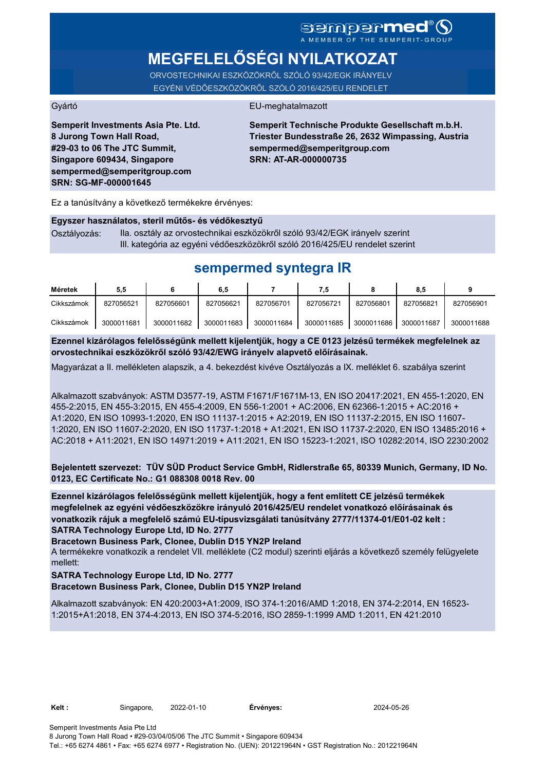sempermed®
A MEMBER OF THE SEMPERIT-GROUP

# MEGFELELŐSÉGI NYILATKOZAT

ORVOSTECHNIKAI ESZKÖZÖKRŐL SZÓLÓ 93/42/EGK IRÁNYELV
EGYÉNI VÉDŐESZKÖZÖKRŐL SZÓLÓ 2016/425/EU RENDELET

Gyártó

**Semperit Investments Asia Pte. Ltd.**
**8 Jurong Town Hall Road,**
**#29-03 to 06 The JTC Summit,**
**Singapore 609434, Singapore**
**sempermed@semperitgroup.com**
**SRN: SG-MF-000001645**

EU-meghatalmazott

**Semperit Technische Produkte Gesellschaft m.b.H.**
**Triester Bundesstraße 26, 2632 Wimpassing, Austria**
**sempermed@semperitgroup.com**
**SRN: AT-AR-000000735**

Ez a tanúsítvány a következő termékekre érvényes:

**Egyszer használatos, steril műtős- és védőkesztyű**

Osztályozás: IIa. osztály az orvostechnikai eszközökről szóló 93/42/EGK irányelv szerint
III. kategória az egyéni védőeszközökről szóló 2016/425/EU rendelet szerint

## sempermed syntegra IR

| Méretek | 5,5 | 6 | 6,5 | 7 | 7,5 | 8 | 8,5 | 9 |
|---|---|---|---|---|---|---|---|---|
| Cikkszámok | 827056521 | 827056601 | 827056621 | 827056701 | 827056721 | 827056801 | 827056821 | 827056901 |
| Cikkszámok | 3000011681 | 3000011682 | 3000011683 | 3000011684 | 3000011685 | 3000011686 | 3000011687 | 3000011688 |

**Ezennel kizárólagos felelősségünk mellett kijelentjük, hogy a CE 0123 jelzésű termékek megfelelnek az orvostechnikai eszközökről szóló 93/42/EWG irányelv alapvető előírásainak.**

Magyarázat a II. mellékleten alapszik, a 4. bekezdést kivéve Osztályozás a IX. melléklet 6. szabálya szerint

Alkalmazott szabványok: ASTM D3577-19, ASTM F1671/F1671M-13, EN ISO 20417:2021, EN 455-1:2020, EN 455-2:2015, EN 455-3:2015, EN 455-4:2009, EN 556-1:2001 + AC:2006, EN 62366-1:2015 + AC:2016 + A1:2020, EN ISO 10993-1:2020, EN ISO 11137-1:2015 + A2:2019, EN ISO 11137-2:2015, EN ISO 11607-1:2020, EN ISO 11607-2:2020, EN ISO 11737-1:2018 + A1:2021, EN ISO 11737-2:2020, EN ISO 13485:2016 + AC:2018 + A11:2021, EN ISO 14971:2019 + A11:2021, EN ISO 15223-1:2021, ISO 10282:2014, ISO 2230:2002

**Bejelentett szervezet: TÜV SÜD Product Service GmbH, Ridlerstraße 65, 80339 Munich, Germany, ID No. 0123, EC Certificate No.: G1 088308 0018 Rev. 00**

**Ezennel kizárólagos felelősségünk mellett kijelentjük, hogy a fent említett CE jelzésű termékek megfelelnek az egyéni védőeszközökre irányuló 2016/425/EU rendelet vonatkozó előírásainak és vonatkozik rájuk a megfelelő számú EU-típusvizsgálati tanúsítvány 2777/11374-01/E01-02 kelt :**
**SATRA Technology Europe Ltd, ID No. 2777**
**Bracetown Business Park, Clonee, Dublin D15 YN2P Ireland**

A termékekre vonatkozik a rendelet VII. melléklete (C2 modul) szerinti eljárás a következő személy felügyelete mellett:

**SATRA Technology Europe Ltd, ID No. 2777**
**Bracetown Business Park, Clonee, Dublin D15 YN2P Ireland**

Alkalmazott szabványok: EN 420:2003+A1:2009, ISO 374-1:2016/AMD 1:2018, EN 374-2:2014, EN 16523-1:2015+A1:2018, EN 374-4:2013, EN ISO 374-5:2016, ISO 2859-1:1999 AMD 1:2011, EN 421:2010

**Kelt :** Singapore, 2022-01-10 **Érvényes:** 2024-05-26

Semperit Investments Asia Pte Ltd
8 Jurong Town Hall Road • #29-03/04/05/06 The JTC Summit • Singapore 609434
Tel.: +65 6274 4861 • Fax: +65 6274 6977 • Registration No. (UEN): 201221964N • GST Registration No.: 201221964N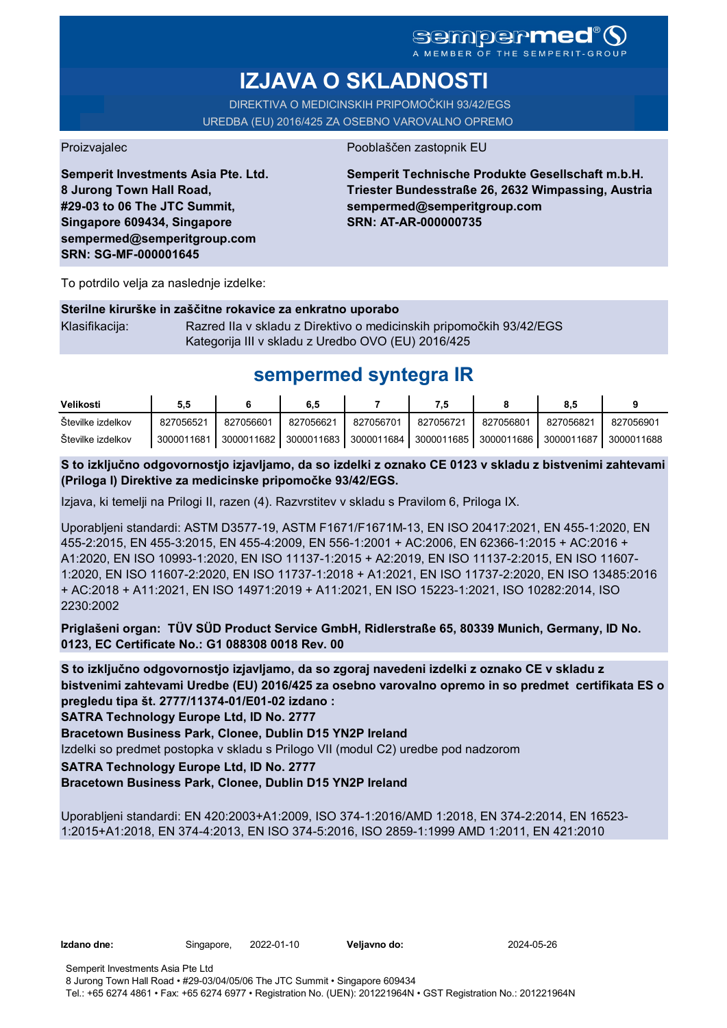sempermed®
A MEMBER OF THE SEMPERIT-GROUP

# IZJAVA O SKLADNOSTI

DIREKTIVA O MEDICINSKIH PRIPOMOČKIH 93/42/EGS
UREDBA (EU) 2016/425 ZA OSEBNO VAROVALNO OPREMO

Proizvajalec

**Semperit Investments Asia Pte. Ltd.**
**8 Jurong Town Hall Road,**
**#29-03 to 06 The JTC Summit,**
**Singapore 609434, Singapore**
**sempermed@semperitgroup.com**
**SRN: SG-MF-000001645**

Pooblaščen zastopnik EU

**Semperit Technische Produkte Gesellschaft m.b.H.**
**Triester Bundesstraße 26, 2632 Wimpassing, Austria**
**sempermed@semperitgroup.com**
**SRN: AT-AR-000000735**

To potrdilo velja za naslednje izdelke:

**Sterilne kirurške in zaščitne rokavice za enkratno uporabo**

Klasifikacija: Razred IIa v skladu z Direktivo o medicinskih pripomočkih 93/42/EGS
Kategorija III v skladu z Uredbo OVO (EU) 2016/425

## sempermed syntegra IR

| Velikosti | 5,5 | 6 | 6,5 | 7 | 7,5 | 8 | 8,5 | 9 |
|---|---|---|---|---|---|---|---|---|
| Številke izdelkov | 827056521 | 827056601 | 827056621 | 827056701 | 827056721 | 827056801 | 827056821 | 827056901 |
| Številke izdelkov | 3000011681 | 3000011682 | 3000011683 | 3000011684 | 3000011685 | 3000011686 | 3000011687 | 3000011688 |

**S to izključno odgovornostjo izjavljamo, da so izdelki z oznako CE 0123 v skladu z bistvenimi zahtevami (Priloga I) Direktive za medicinske pripomočke 93/42/EGS.**

Izjava, ki temelji na Prilogi II, razen (4). Razvrstitev v skladu s Pravilom 6, Priloga IX.

Uporabljeni standardi: ASTM D3577-19, ASTM F1671/F1671M-13, EN ISO 20417:2021, EN 455-1:2020, EN 455-2:2015, EN 455-3:2015, EN 455-4:2009, EN 556-1:2001 + AC:2006, EN 62366-1:2015 + AC:2016 + A1:2020, EN ISO 10993-1:2020, EN ISO 11137-1:2015 + A2:2019, EN ISO 11137-2:2015, EN ISO 11607-1:2020, EN ISO 11607-2:2020, EN ISO 11737-1:2018 + A1:2021, EN ISO 11737-2:2020, EN ISO 13485:2016 + AC:2018 + A11:2021, EN ISO 14971:2019 + A11:2021, EN ISO 15223-1:2021, ISO 10282:2014, ISO 2230:2002

**Priglašeni organ: TÜV SÜD Product Service GmbH, Ridlerstraße 65, 80339 Munich, Germany, ID No. 0123, EC Certificate No.: G1 088308 0018 Rev. 00**

**S to izključno odgovornostjo izjavljamo, da so zgoraj navedeni izdelki z oznako CE v skladu z bistvenimi zahtevami Uredbe (EU) 2016/425 za osebno varovalno opremo in so predmet certifikata ES o pregledu tipa št. 2777/11374-01/E01-02 izdano :**
**SATRA Technology Europe Ltd, ID No. 2777**
**Bracetown Business Park, Clonee, Dublin D15 YN2P Ireland**
Izdelki so predmet postopka v skladu s Prilogo VII (modul C2) uredbe pod nadzorom
**SATRA Technology Europe Ltd, ID No. 2777**
**Bracetown Business Park, Clonee, Dublin D15 YN2P Ireland**

Uporabljeni standardi: EN 420:2003+A1:2009, ISO 374-1:2016/AMD 1:2018, EN 374-2:2014, EN 16523-1:2015+A1:2018, EN 374-4:2013, EN ISO 374-5:2016, ISO 2859-1:1999 AMD 1:2011, EN 421:2010

**Izdano dne:** Singapore, 2022-01-10 **Veljavno do:** 2024-05-26

Semperit Investments Asia Pte Ltd
8 Jurong Town Hall Road • #29-03/04/05/06 The JTC Summit • Singapore 609434
Tel.: +65 6274 4861 • Fax: +65 6274 6977 • Registration No. (UEN): 201221964N • GST Registration No.: 201221964N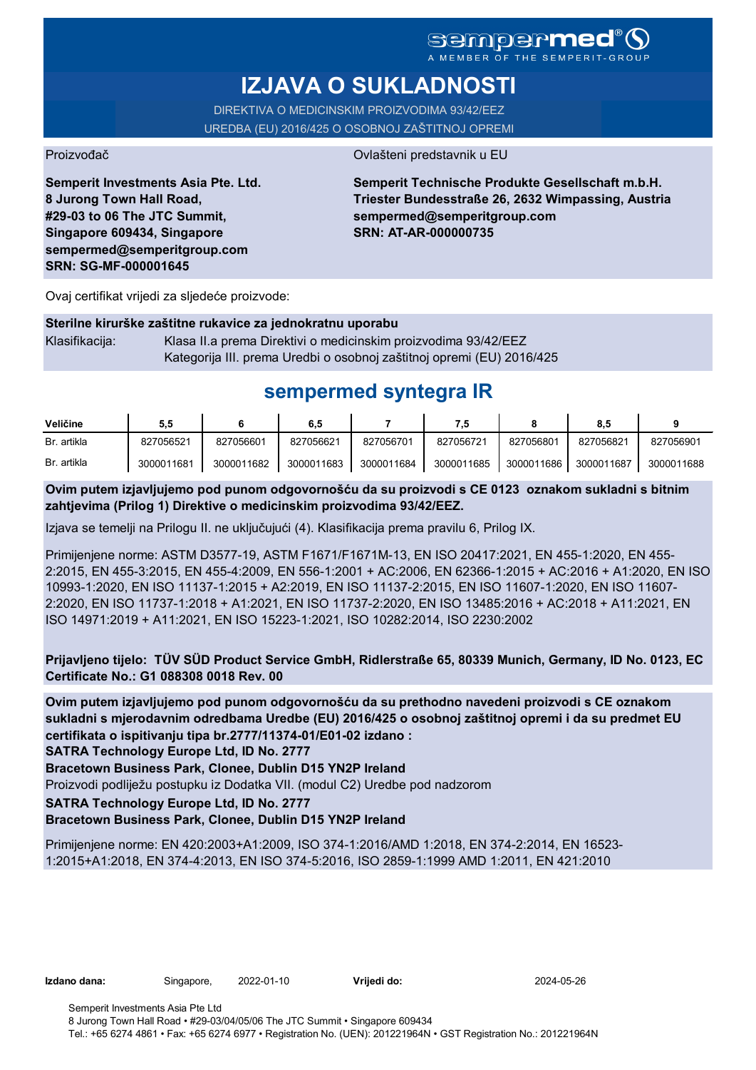sempermed®
A MEMBER OF THE SEMPERIT-GROUP

# IZJAVA O SUKLADNOSTI

DIREKTIVA O MEDICINSKIM PROIZVODIMA 93/42/EEZ
UREDBA (EU) 2016/425 O OSOBNOJ ZAŠTITNOJ OPREMI

Proizvođač

**Semperit Investments Asia Pte. Ltd.**
**8 Jurong Town Hall Road,**
**#29-03 to 06 The JTC Summit,**
**Singapore 609434, Singapore**
**sempermed@semperitgroup.com**
**SRN: SG-MF-000001645**

Ovlašteni predstavnik u EU

**Semperit Technische Produkte Gesellschaft m.b.H.**
**Triester Bundesstraße 26, 2632 Wimpassing, Austria**
**sempermed@semperitgroup.com**
**SRN: AT-AR-000000735**

Ovaj certifikat vrijedi za sljedeće proizvode:

**Sterilne kirurške zaštitne rukavice za jednokratnu uporabu**

Klasifikacija: Klasa II.a prema Direktivi o medicinskim proizvodima 93/42/EEZ
Kategorija III. prema Uredbi o osobnoj zaštitnoj opremi (EU) 2016/425

## sempermed syntegra IR

| Veličine | 5,5 | 6 | 6,5 | 7 | 7,5 | 8 | 8,5 | 9 |
|---|---|---|---|---|---|---|---|---|
| Br. artikla | 827056521 | 827056601 | 827056621 | 827056701 | 827056721 | 827056801 | 827056821 | 827056901 |
| Br. artikla | 3000011681 | 3000011682 | 3000011683 | 3000011684 | 3000011685 | 3000011686 | 3000011687 | 3000011688 |

**Ovim putem izjavljujemo pod punom odgovornošću da su proizvodi s CE 0123 oznakom sukladni s bitnim zahtjevima (Prilog 1) Direktive o medicinskim proizvodima 93/42/EEZ.**

Izjava se temelji na Prilogu II. ne uključujući (4). Klasifikacija prema pravilu 6, Prilog IX.

Primijenjene norme: ASTM D3577-19, ASTM F1671/F1671M-13, EN ISO 20417:2021, EN 455-1:2020, EN 455-2:2015, EN 455-3:2015, EN 455-4:2009, EN 556-1:2001 + AC:2006, EN 62366-1:2015 + AC:2016 + A1:2020, EN ISO 10993-1:2020, EN ISO 11137-1:2015 + A2:2019, EN ISO 11137-2:2015, EN ISO 11607-1:2020, EN ISO 11607-2:2020, EN ISO 11737-1:2018 + A1:2021, EN ISO 11737-2:2020, EN ISO 13485:2016 + AC:2018 + A11:2021, EN ISO 14971:2019 + A11:2021, EN ISO 15223-1:2021, ISO 10282:2014, ISO 2230:2002

**Prijavljeno tijelo: TÜV SÜD Product Service GmbH, Ridlerstraße 65, 80339 Munich, Germany, ID No. 0123, EC Certificate No.: G1 088308 0018 Rev. 00**

**Ovim putem izjavljujemo pod punom odgovornošću da su prethodno navedeni proizvodi s CE oznakom sukladni s mjerodavnim odredbama Uredbe (EU) 2016/425 o osobnoj zaštitnoj opremi i da su predmet EU certifikata o ispitivanju tipa br.2777/11374-01/E01-02 izdano :**
**SATRA Technology Europe Ltd, ID No. 2777**
**Bracetown Business Park, Clonee, Dublin D15 YN2P Ireland**
Proizvodi podliježu postupku iz Dodatka VII. (modul C2) Uredbe pod nadzorom
**SATRA Technology Europe Ltd, ID No. 2777**
**Bracetown Business Park, Clonee, Dublin D15 YN2P Ireland**

Primijenjene norme: EN 420:2003+A1:2009, ISO 374-1:2016/AMD 1:2018, EN 374-2:2014, EN 16523-1:2015+A1:2018, EN 374-4:2013, EN ISO 374-5:2016, ISO 2859-1:1999 AMD 1:2011, EN 421:2010

**Izdano dana:** Singapore, 2022-01-10 **Vrijedi do:** 2024-05-26

Semperit Investments Asia Pte Ltd
8 Jurong Town Hall Road • #29-03/04/05/06 The JTC Summit • Singapore 609434
Tel.: +65 6274 4861 • Fax: +65 6274 6977 • Registration No. (UEN): 201221964N • GST Registration No.: 201221964N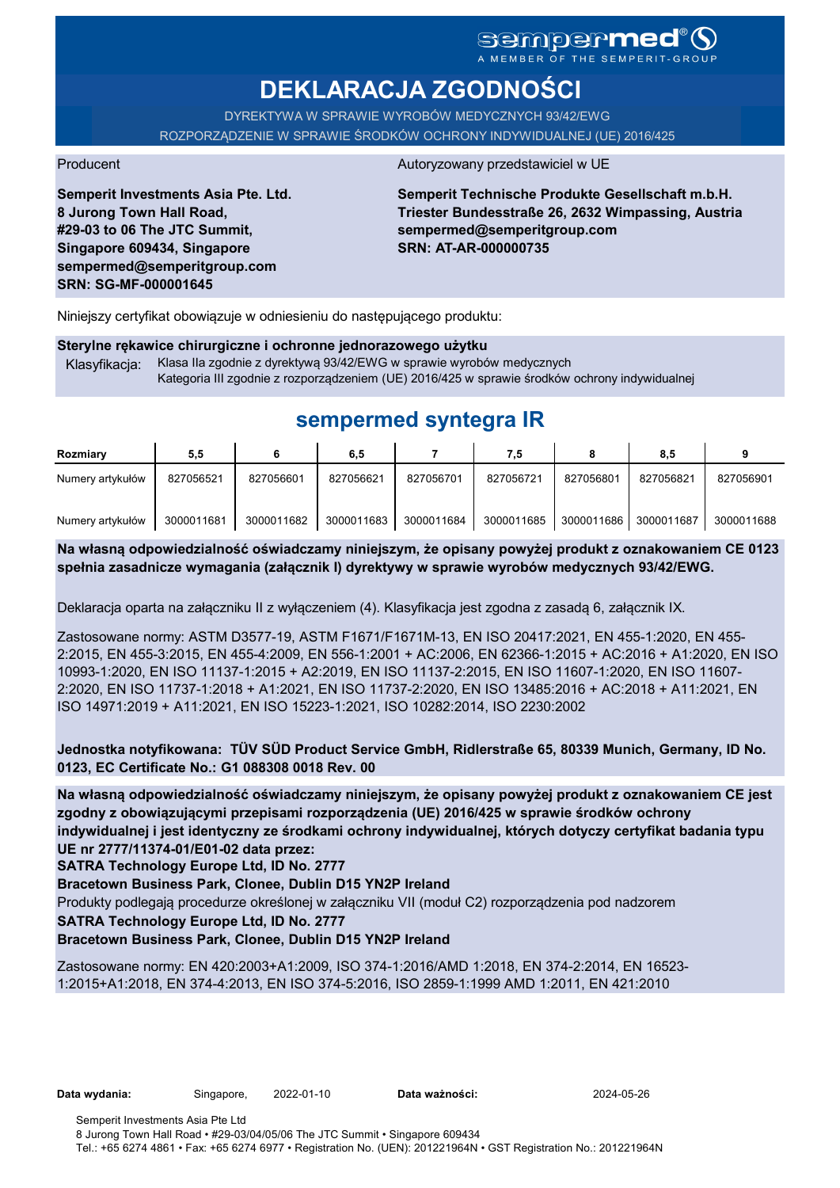sempermed®
A MEMBER OF THE SEMPERIT-GROUP

# DEKLARACJA ZGODNOŚCI

DYREKTYWA W SPRAWIE WYROBÓW MEDYCZNYCH 93/42/EWG
ROZPORZĄDZENIE W SPRAWIE ŚRODKÓW OCHRONY INDYWIDUALNEJ (UE) 2016/425

Producent

**Semperit Investments Asia Pte. Ltd.**
**8 Jurong Town Hall Road,**
**#29-03 to 06 The JTC Summit,**
**Singapore 609434, Singapore**
**sempermed@semperitgroup.com**
**SRN: SG-MF-000001645**

Autoryzowany przedstawiciel w UE

**Semperit Technische Produkte Gesellschaft m.b.H.**
**Triester Bundesstraße 26, 2632 Wimpassing, Austria**
**sempermed@semperitgroup.com**
**SRN: AT-AR-000000735**

Niniejszy certyfikat obowiązuje w odniesieniu do następującego produktu:

**Sterylne rękawice chirurgiczne i ochronne jednorazowego użytku**

Klasyfikacja: Klasa IIa zgodnie z dyrektywą 93/42/EWG w sprawie wyrobów medycznych
Kategoria III zgodnie z rozporządzeniem (UE) 2016/425 w sprawie środków ochrony indywidualnej

## sempermed syntegra IR

| Rozmiary | 5,5 | 6 | 6,5 | 7 | 7,5 | 8 | 8,5 | 9 |
|---|---|---|---|---|---|---|---|---|
| Numery artykułów | 827056521 | 827056601 | 827056621 | 827056701 | 827056721 | 827056801 | 827056821 | 827056901 |
| Numery artykułów | 3000011681 | 3000011682 | 3000011683 | 3000011684 | 3000011685 | 3000011686 | 3000011687 | 3000011688 |

**Na własną odpowiedzialność oświadczamy niniejszym, że opisany powyżej produkt z oznakowaniem CE 0123 spełnia zasadnicze wymagania (załącznik I) dyrektywy w sprawie wyrobów medycznych 93/42/EWG.**

Deklaracja oparta na załączniku II z wyłączeniem (4). Klasyfikacja jest zgodna z zasadą 6, załącznik IX.

Zastosowane normy: ASTM D3577-19, ASTM F1671/F1671M-13, EN ISO 20417:2021, EN 455-1:2020, EN 455-2:2015, EN 455-3:2015, EN 455-4:2009, EN 556-1:2001 + AC:2006, EN 62366-1:2015 + AC:2016 + A1:2020, EN ISO 10993-1:2020, EN ISO 11137-1:2015 + A2:2019, EN ISO 11137-2:2015, EN ISO 11607-1:2020, EN ISO 11607-2:2020, EN ISO 11737-1:2018 + A1:2021, EN ISO 11737-2:2020, EN ISO 13485:2016 + AC:2018 + A11:2021, EN ISO 14971:2019 + A11:2021, EN ISO 15223-1:2021, ISO 10282:2014, ISO 2230:2002

**Jednostka notyfikowana: TÜV SÜD Product Service GmbH, Ridlerstraße 65, 80339 Munich, Germany, ID No. 0123, EC Certificate No.: G1 088308 0018 Rev. 00**

**Na własną odpowiedzialność oświadczamy niniejszym, że opisany powyżej produkt z oznakowaniem CE jest zgodny z obowiązującymi przepisami rozporządzenia (UE) 2016/425 w sprawie środków ochrony indywidualnej i jest identyczny ze środkami ochrony indywidualnej, których dotyczy certyfikat badania typu UE nr 2777/11374-01/E01-02 data przez:**
**SATRA Technology Europe Ltd, ID No. 2777**
**Bracetown Business Park, Clonee, Dublin D15 YN2P Ireland**
Produkty podlegają procedurze określonej w załączniku VII (moduł C2) rozporządzenia pod nadzorem
**SATRA Technology Europe Ltd, ID No. 2777**
**Bracetown Business Park, Clonee, Dublin D15 YN2P Ireland**

Zastosowane normy: EN 420:2003+A1:2009, ISO 374-1:2016/AMD 1:2018, EN 374-2:2014, EN 16523-1:2015+A1:2018, EN 374-4:2013, EN ISO 374-5:2016, ISO 2859-1:1999 AMD 1:2011, EN 421:2010

**Data wydania:** Singapore, 2022-01-10 **Data ważności:** 2024-05-26

Semperit Investments Asia Pte Ltd
8 Jurong Town Hall Road • #29-03/04/05/06 The JTC Summit • Singapore 609434
Tel.: +65 6274 4861 • Fax: +65 6274 6977 • Registration No. (UEN): 201221964N • GST Registration No.: 201221964N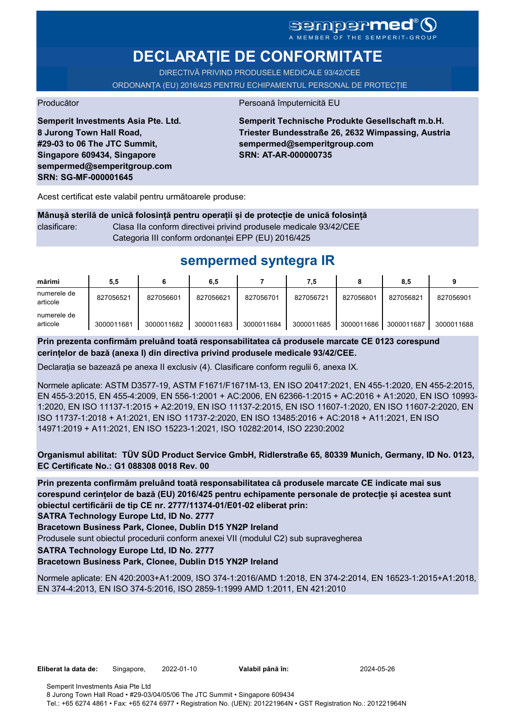sempermed®
A MEMBER OF THE SEMPERIT-GROUP

# DECLARAȚIE DE CONFORMITATE

DIRECTIVĂ PRIVIND PRODUSELE MEDICALE 93/42/CEE

ORDONANȚA (EU) 2016/425 PENTRU ECHIPAMENTUL PERSONAL DE PROTECȚIE

Producător

**Semperit Investments Asia Pte. Ltd.**
**8 Jurong Town Hall Road,**
**#29-03 to 06 The JTC Summit,**
**Singapore 609434, Singapore**
**sempermed@semperitgroup.com**
**SRN: SG-MF-000001645**

Persoană împuternicită EU

**Semperit Technische Produkte Gesellschaft m.b.H.**
**Triester Bundesstraße 26, 2632 Wimpassing, Austria**
**sempermed@semperitgroup.com**
**SRN: AT-AR-000000735**

Acest certificat este valabil pentru următoarele produse:

**Mânușă sterilă de unică folosință pentru operații și de protecție de unică folosință**

clasificare: Clasa IIa conform directivei privind produsele medicale 93/42/CEE
Categoria III conform ordonanței EPP (EU) 2016/425

## sempermed syntegra IR

| mărimi | 5,5 | 6 | 6,5 | 7 | 7,5 | 8 | 8,5 | 9 |
|---|---|---|---|---|---|---|---|---|
| numerele de articole | 827056521 | 827056601 | 827056621 | 827056701 | 827056721 | 827056801 | 827056821 | 827056901 |
| numerele de articole | 3000011681 | 3000011682 | 3000011683 | 3000011684 | 3000011685 | 3000011686 | 3000011687 | 3000011688 |

**Prin prezenta confirmăm preluând toată responsabilitatea că produsele marcate CE 0123 corespund cerințelor de bază (anexa I) din directiva privind produsele medicale 93/42/CEE.**

Declarația se bazează pe anexa II exclusiv (4). Clasificare conform regulii 6, anexa IX.

Normele aplicate: ASTM D3577-19, ASTM F1671/F1671M-13, EN ISO 20417:2021, EN 455-1:2020, EN 455-2:2015, EN 455-3:2015, EN 455-4:2009, EN 556-1:2001 + AC:2006, EN 62366-1:2015 + AC:2016 + A1:2020, EN ISO 10993-1:2020, EN ISO 11137-1:2015 + A2:2019, EN ISO 11137-2:2015, EN ISO 11607-1:2020, EN ISO 11607-2:2020, EN ISO 11737-1:2018 + A1:2021, EN ISO 11737-2:2020, EN ISO 13485:2016 + AC:2018 + A11:2021, EN ISO 14971:2019 + A11:2021, EN ISO 15223-1:2021, ISO 10282:2014, ISO 2230:2002

**Organismul abilitat: TÜV SÜD Product Service GmbH, Ridlerstraße 65, 80339 Munich, Germany, ID No. 0123, EC Certificate No.: G1 088308 0018 Rev. 00**

**Prin prezenta confirmăm preluând toată responsabilitatea că produsele marcate CE indicate mai sus corespund cerințelor de bază (EU) 2016/425 pentru echipamente personale de protecție și acestea sunt obiectul certificării de tip CE nr. 2777/11374-01/E01-02 eliberat prin:**
**SATRA Technology Europe Ltd, ID No. 2777**
**Bracetown Business Park, Clonee, Dublin D15 YN2P Ireland**
Produsele sunt obiectul procedurii conform anexei VII (modulul C2) sub supravegherea
**SATRA Technology Europe Ltd, ID No. 2777**
**Bracetown Business Park, Clonee, Dublin D15 YN2P Ireland**

Normele aplicate: EN 420:2003+A1:2009, ISO 374-1:2016/AMD 1:2018, EN 374-2:2014, EN 16523-1:2015+A1:2018, EN 374-4:2013, EN ISO 374-5:2016, ISO 2859-1:1999 AMD 1:2011, EN 421:2010

**Eliberat la data de:** Singapore, 2022-01-10 **Valabil până în:** 2024-05-26

Semperit Investments Asia Pte Ltd
8 Jurong Town Hall Road • #29-03/04/05/06 The JTC Summit • Singapore 609434
Tel.: +65 6274 4861 • Fax: +65 6274 6977 • Registration No. (UEN): 201221964N • GST Registration No.: 201221964N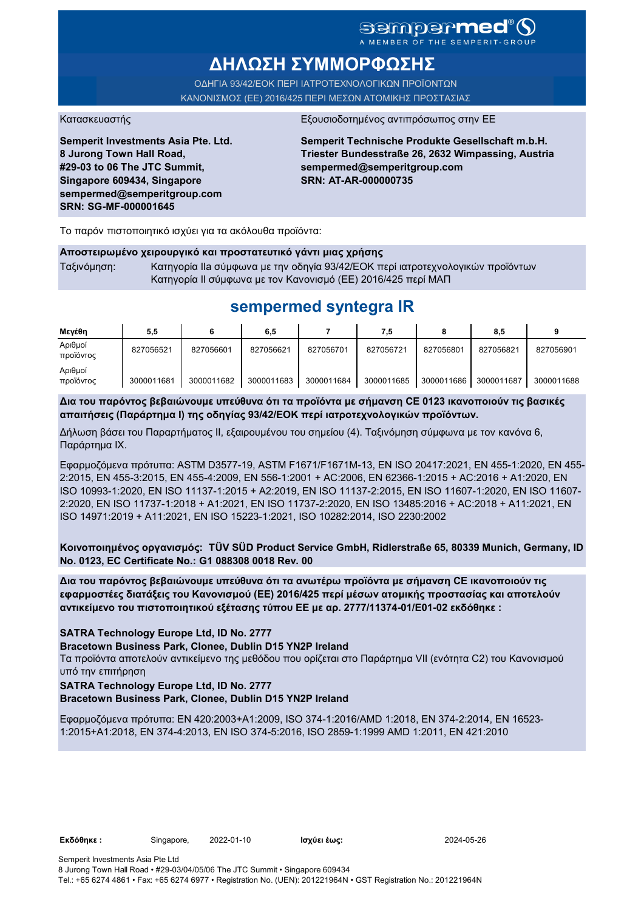sempermed®
A MEMBER OF THE SEMPERIT-GROUP

# ΔΗΛΩΣΗ ΣΥΜΜΟΡΦΩΣΗΣ

ΟΔΗΓΙΑ 93/42/ΕΟΚ ΠΕΡΙ ΙΑΤΡΟΤΕΧΝΟΛΟΓΙΚΩΝ ΠΡΟΪΟΝΤΩΝ
ΚΑΝΟΝΙΣΜΟΣ (ΕΕ) 2016/425 ΠΕΡΙ ΜΕΣΩΝ ΑΤΟΜΙΚΗΣ ΠΡΟΣΤΑΣΙΑΣ

Κατασκευαστής

**Semperit Investments Asia Pte. Ltd.**
**8 Jurong Town Hall Road,**
**#29-03 to 06 The JTC Summit,**
**Singapore 609434, Singapore**
**sempermed@semperitgroup.com**
**SRN: SG-MF-000001645**

Εξουσιοδοτημένος αντιπρόσωπος στην ΕΕ

**Semperit Technische Produkte Gesellschaft m.b.H.**
**Triester Bundesstraße 26, 2632 Wimpassing, Austria**
**sempermed@semperitgroup.com**
**SRN: AT-AR-000000735**

Το παρόν πιστοποιητικό ισχύει για τα ακόλουθα προϊόντα:

**Αποστειρωμένο χειρουργικό και προστατευτικό γάντι μιας χρήσης**

Ταξινόμηση: Κατηγορία IIa σύμφωνα με την οδηγία 93/42/ΕΟΚ περί ιατροτεχνολογικών προϊόντων
Κατηγορία II σύμφωνα με τον Κανονισμό (ΕΕ) 2016/425 περί ΜΑΠ

## sempermed syntegra IR

| Μεγέθη | 5,5 | 6 | 6,5 | 7 | 7,5 | 8 | 8,5 | 9 |
|---|---|---|---|---|---|---|---|---|
| Αριθμοί προϊόντος | 827056521 | 827056601 | 827056621 | 827056701 | 827056721 | 827056801 | 827056821 | 827056901 |
| Αριθμοί προϊόντος | 3000011681 | 3000011682 | 3000011683 | 3000011684 | 3000011685 | 3000011686 | 3000011687 | 3000011688 |

**Δια του παρόντος βεβαιώνουμε υπεύθυνα ότι τα προϊόντα με σήμανση CE 0123 ικανοποιούν τις βασικές απαιτήσεις (Παράρτημα I) της οδηγίας 93/42/ΕΟΚ περί ιατροτεχνολογικών προϊόντων.**

Δήλωση βάσει του Παραρτήματος II, εξαιρουμένου του σημείου (4). Ταξινόμηση σύμφωνα με τον κανόνα 6, Παράρτημα IX.

Εφαρμοζόμενα πρότυπα: ASTM D3577-19, ASTM F1671/F1671M-13, EN ISO 20417:2021, EN 455-1:2020, EN 455-2:2015, EN 455-3:2015, EN 455-4:2009, EN 556-1:2001 + AC:2006, EN 62366-1:2015 + AC:2016 + A1:2020, EN ISO 10993-1:2020, EN ISO 11137-1:2015 + A2:2019, EN ISO 11137-2:2015, EN ISO 11607-1:2020, EN ISO 11607-2:2020, EN ISO 11737-1:2018 + A1:2021, EN ISO 11737-2:2020, EN ISO 13485:2016 + AC:2018 + A11:2021, EN ISO 14971:2019 + A11:2021, EN ISO 15223-1:2021, ISO 10282:2014, ISO 2230:2002

**Κοινοποιημένος οργανισμός: TÜV SÜD Product Service GmbH, Ridlerstraße 65, 80339 Munich, Germany, ID No. 0123, EC Certificate No.: G1 088308 0018 Rev. 00**

**Δια του παρόντος βεβαιώνουμε υπεύθυνα ότι τα ανωτέρω προϊόντα με σήμανση CE ικανοποιούν τις εφαρμοστέες διατάξεις του Κανονισμού (ΕΕ) 2016/425 περί μέσων ατομικής προστασίας και αποτελούν αντικείμενο του πιστοποιητικού εξέτασης τύπου ΕΕ με αρ. 2777/11374-01/E01-02 εκδόθηκε :**

**SATRA Technology Europe Ltd, ID No. 2777**
**Bracetown Business Park, Clonee, Dublin D15 YN2P Ireland**

Τα προϊόντα αποτελούν αντικείμενο της μεθόδου που ορίζεται στο Παράρτημα VII (ενότητα C2) του Κανονισμού υπό την επιτήρηση

**SATRA Technology Europe Ltd, ID No. 2777**
**Bracetown Business Park, Clonee, Dublin D15 YN2P Ireland**

Εφαρμοζόμενα πρότυπα: EN 420:2003+A1:2009, ISO 374-1:2016/AMD 1:2018, EN 374-2:2014, EN 16523-1:2015+A1:2018, EN 374-4:2013, EN ISO 374-5:2016, ISO 2859-1:1999 AMD 1:2011, EN 421:2010

**Εκδόθηκε :** Singapore, 2022-01-10 **Ισχύει έως:** 2024-05-26

Semperit Investments Asia Pte Ltd
8 Jurong Town Hall Road • #29-03/04/05/06 The JTC Summit • Singapore 609434
Tel.: +65 6274 4861 • Fax: +65 6274 6977 • Registration No. (UEN): 201221964N • GST Registration No.: 201221964N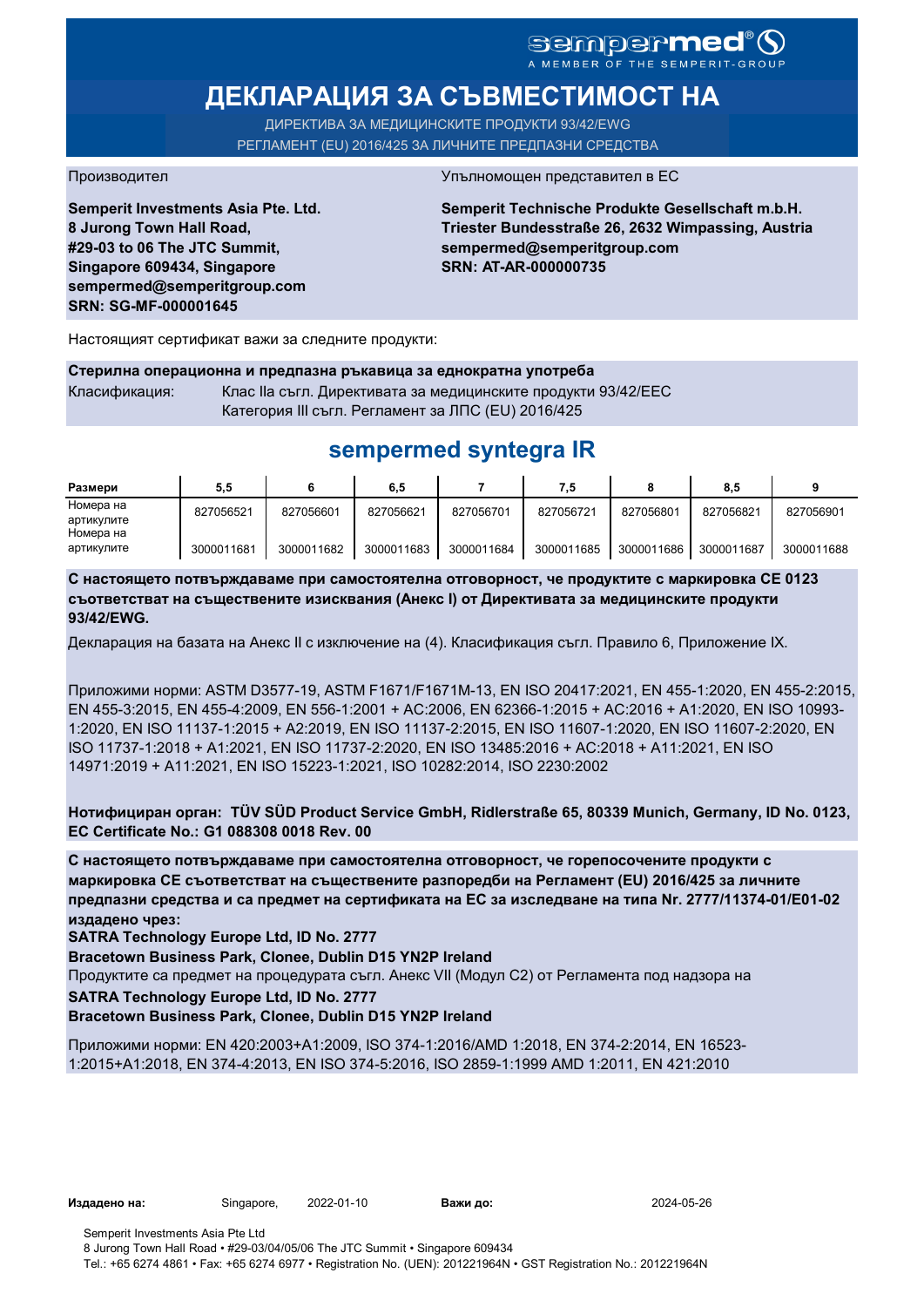sempermed®
A MEMBER OF THE SEMPERIT-GROUP

# ДЕКЛАРАЦИЯ ЗА СЪВМЕСТИМОСТ НА

ДИРЕКТИВА ЗА МЕДИЦИНСКИТЕ ПРОДУКТИ 93/42/EWG
РЕГЛАМЕНТ (EU) 2016/425 ЗА ЛИЧНИТЕ ПРЕДПАЗНИ СРЕДСТВА

Производител

**Semperit Investments Asia Pte. Ltd.**
**8 Jurong Town Hall Road,**
**#29-03 to 06 The JTC Summit,**
**Singapore 609434, Singapore**
**sempermed@semperitgroup.com**
**SRN: SG-MF-000001645**

Упълномощен представител в ЕС

**Semperit Technische Produkte Gesellschaft m.b.H.**
**Triester Bundesstraße 26, 2632 Wimpassing, Austria**
**sempermed@semperitgroup.com**
**SRN: AT-AR-000000735**

Настоящият сертификат важи за следните продукти:

**Стерилна операционна и предпазна ръкавица за еднократна употреба**

Класификация: Клас IIa съгл. Директивата за медицинските продукти 93/42/EEC
Категория III съгл. Регламент за ЛПС (EU) 2016/425

## sempermed syntegra IR

| Размери | 5,5 | 6 | 6,5 | 7 | 7,5 | 8 | 8,5 | 9 |
|---|---|---|---|---|---|---|---|---|
| Номера на артикулите | 827056521 | 827056601 | 827056621 | 827056701 | 827056721 | 827056801 | 827056821 | 827056901 |
| Номера на артикулите | 3000011681 | 3000011682 | 3000011683 | 3000011684 | 3000011685 | 3000011686 | 3000011687 | 3000011688 |

**С настоящето потвърждаваме при самостоятелна отговорност, че продуктите с маркировка CE 0123 съответстват на съществените изисквания (Анекс I) от Директивата за медицинските продукти 93/42/EWG.**

Декларация на базата на Анекс II с изключение на (4). Класификация съгл. Правило 6, Приложение IX.

Приложими норми: ASTM D3577-19, ASTM F1671/F1671M-13, EN ISO 20417:2021, EN 455-1:2020, EN 455-2:2015, EN 455-3:2015, EN 455-4:2009, EN 556-1:2001 + AC:2006, EN 62366-1:2015 + AC:2016 + A1:2020, EN ISO 10993-1:2020, EN ISO 11137-1:2015 + A2:2019, EN ISO 11137-2:2015, EN ISO 11607-1:2020, EN ISO 11607-2:2020, EN ISO 11737-1:2018 + A1:2021, EN ISO 11737-2:2020, EN ISO 13485:2016 + AC:2018 + A11:2021, EN ISO 14971:2019 + A11:2021, EN ISO 15223-1:2021, ISO 10282:2014, ISO 2230:2002

**Нотифициран орган: TÜV SÜD Product Service GmbH, Ridlerstraße 65, 80339 Munich, Germany, ID No. 0123, EC Certificate No.: G1 088308 0018 Rev. 00**

**С настоящето потвърждаваме при самостоятелна отговорност, че горепосочените продукти с маркировка CE съответстват на съществените разпоредби на Регламент (EU) 2016/425 за личните предпазни средства и са предмет на сертификата на ЕС за изследване на типа Nr. 2777/11374-01/E01-02 издадено чрез:**
**SATRA Technology Europe Ltd, ID No. 2777**
**Bracetown Business Park, Clonee, Dublin D15 YN2P Ireland**
Продуктите са предмет на процедурата съгл. Анекс VII (Модул C2) от Регламента под надзора на
**SATRA Technology Europe Ltd, ID No. 2777**
**Bracetown Business Park, Clonee, Dublin D15 YN2P Ireland**

Приложими норми: EN 420:2003+A1:2009, ISO 374-1:2016/AMD 1:2018, EN 374-2:2014, EN 16523-1:2015+A1:2018, EN 374-4:2013, EN ISO 374-5:2016, ISO 2859-1:1999 AMD 1:2011, EN 421:2010

**Издадено на:** Singapore, 2022-01-10 **Важи до:** 2024-05-26

Semperit Investments Asia Pte Ltd
8 Jurong Town Hall Road • #29-03/04/05/06 The JTC Summit • Singapore 609434
Tel.: +65 6274 4861 • Fax: +65 6274 6977 • Registration No. (UEN): 201221964N • GST Registration No.: 201221964N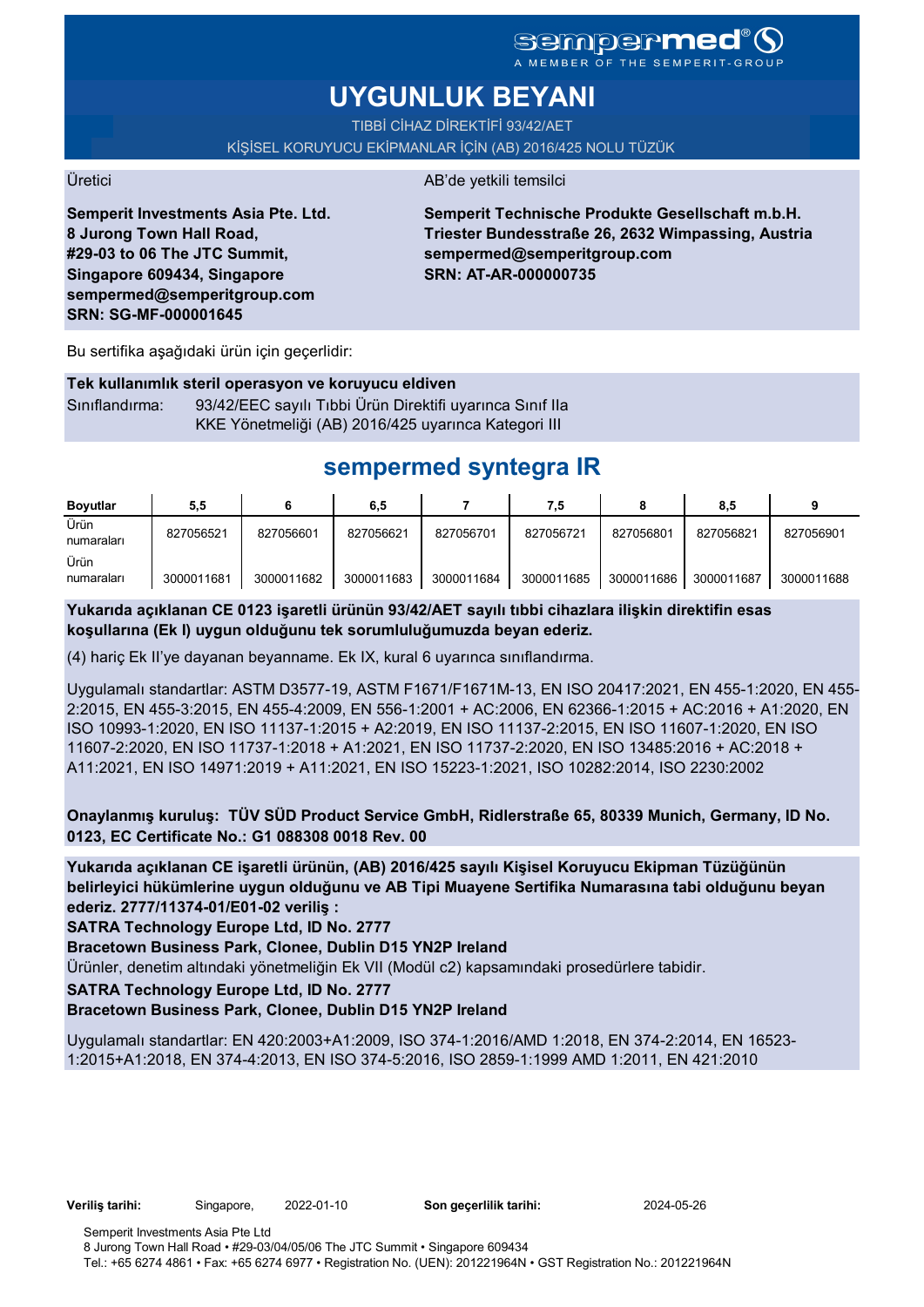sempermed®
A MEMBER OF THE SEMPERIT-GROUP

# UYGUNLUK BEYANI

TIBBİ CİHAZ DİREKTİFİ 93/42/AET
KİŞİSEL KORUYUCU EKİPMANLAR İÇİN (AB) 2016/425 NOLU TÜZÜK

Üretici

**Semperit Investments Asia Pte. Ltd.**
**8 Jurong Town Hall Road,**
**#29-03 to 06 The JTC Summit,**
**Singapore 609434, Singapore**
**sempermed@semperitgroup.com**
**SRN: SG-MF-000001645**

AB'de yetkili temsilci

**Semperit Technische Produkte Gesellschaft m.b.H.**
**Triester Bundesstraße 26, 2632 Wimpassing, Austria**
**sempermed@semperitgroup.com**
**SRN: AT-AR-000000735**

Bu sertifika aşağıdaki ürün için geçerlidir:

**Tek kullanımlık steril operasyon ve koruyucu eldiven**

Sınıflandırma: 93/42/EEC sayılı Tıbbi Ürün Direktifi uyarınca Sınıf IIa
KKE Yönetmeliği (AB) 2016/425 uyarınca Kategori III

## sempermed syntegra IR

| Boyutlar | 5,5 | 6 | 6,5 | 7 | 7,5 | 8 | 8,5 | 9 |
|---|---|---|---|---|---|---|---|---|
| Ürün numaraları | 827056521 | 827056601 | 827056621 | 827056701 | 827056721 | 827056801 | 827056821 | 827056901 |
| Ürün numaraları | 3000011681 | 3000011682 | 3000011683 | 3000011684 | 3000011685 | 3000011686 | 3000011687 | 3000011688 |

**Yukarıda açıklanan CE 0123 işaretli ürünün 93/42/AET sayılı tıbbi cihazlara ilişkin direktifin esas koşullarına (Ek I) uygun olduğunu tek sorumluluğumuzda beyan ederiz.**

(4) hariç Ek II'ye dayanan beyanname. Ek IX, kural 6 uyarınca sınıflandırma.

Uygulamalı standartlar: ASTM D3577-19, ASTM F1671/F1671M-13, EN ISO 20417:2021, EN 455-1:2020, EN 455-2:2015, EN 455-3:2015, EN 455-4:2009, EN 556-1:2001 + AC:2006, EN 62366-1:2015 + AC:2016 + A1:2020, EN ISO 10993-1:2020, EN ISO 11137-1:2015 + A2:2019, EN ISO 11137-2:2015, EN ISO 11607-1:2020, EN ISO 11607-2:2020, EN ISO 11737-1:2018 + A1:2021, EN ISO 11737-2:2020, EN ISO 13485:2016 + AC:2018 + A11:2021, EN ISO 14971:2019 + A11:2021, EN ISO 15223-1:2021, ISO 10282:2014, ISO 2230:2002

**Onaylanmış kuruluş: TÜV SÜD Product Service GmbH, Ridlerstraße 65, 80339 Munich, Germany, ID No. 0123, EC Certificate No.: G1 088308 0018 Rev. 00**

**Yukarıda açıklanan CE işaretli ürünün, (AB) 2016/425 sayılı Kişisel Koruyucu Ekipman Tüzüğünün belirleyici hükümlerine uygun olduğunu ve AB Tipi Muayene Sertifika Numarasına tabi olduğunu beyan ederiz. 2777/11374-01/E01-02 veriliş :**

**SATRA Technology Europe Ltd, ID No. 2777**

**Bracetown Business Park, Clonee, Dublin D15 YN2P Ireland**

Ürünler, denetim altındaki yönetmeliğin Ek VII (Modül c2) kapsamındaki prosedürlere tabidir.

**SATRA Technology Europe Ltd, ID No. 2777**

**Bracetown Business Park, Clonee, Dublin D15 YN2P Ireland**

Uygulamalı standartlar: EN 420:2003+A1:2009, ISO 374-1:2016/AMD 1:2018, EN 374-2:2014, EN 16523-1:2015+A1:2018, EN 374-4:2013, EN ISO 374-5:2016, ISO 2859-1:1999 AMD 1:2011, EN 421:2010

**Veriliş tarihi:** Singapore, 2022-01-10 **Son geçerlilik tarihi:** 2024-05-26

Semperit Investments Asia Pte Ltd
8 Jurong Town Hall Road • #29-03/04/05/06 The JTC Summit • Singapore 609434
Tel.: +65 6274 4861 • Fax: +65 6274 6977 • Registration No. (UEN): 201221964N • GST Registration No.: 201221964N